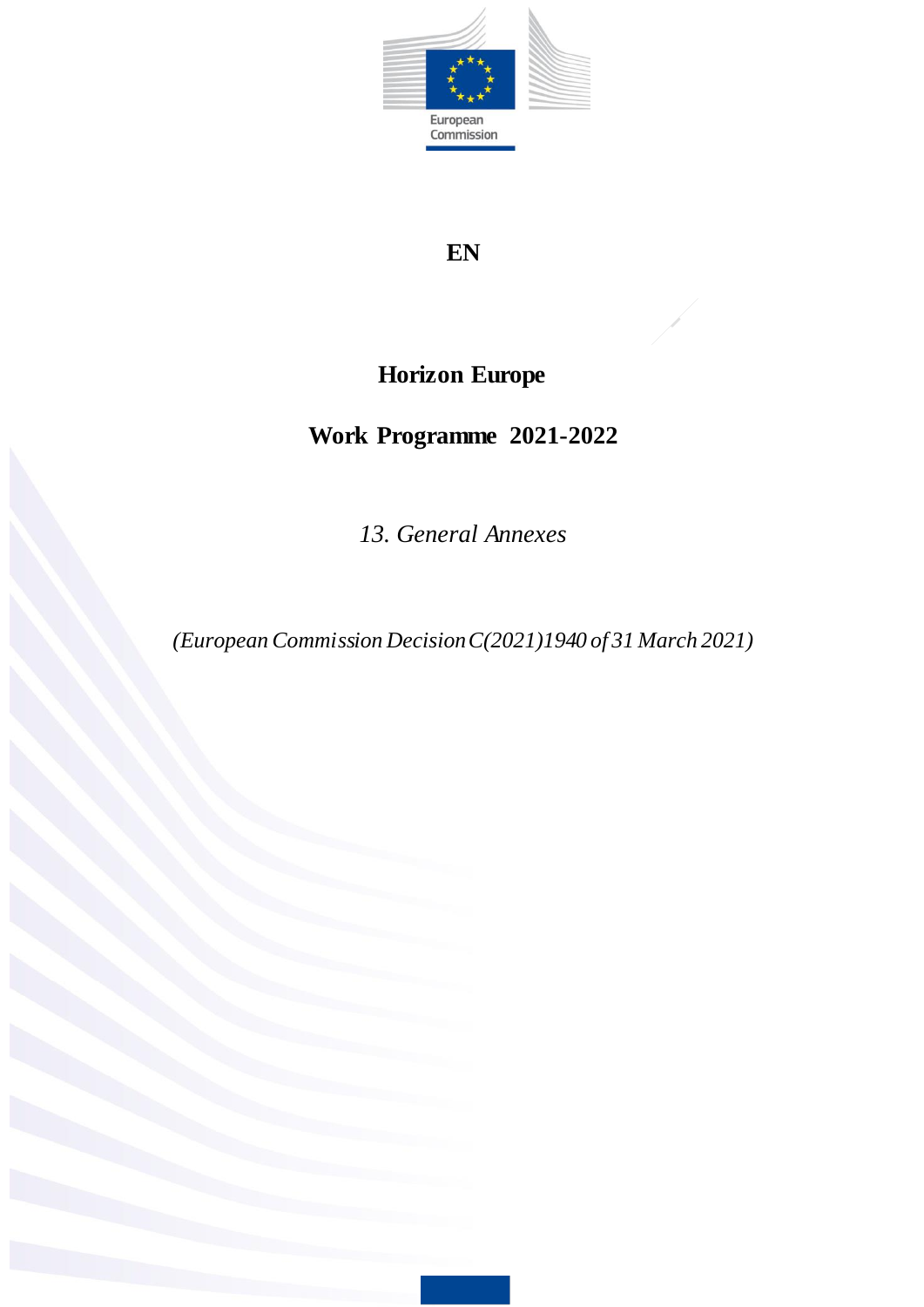European Commission

EN

# Horizon Europe

# Work Programme 2021-2022

*13. General Annexes*

*(European Commission Decision C(2021)1940 of 31 March 2021)*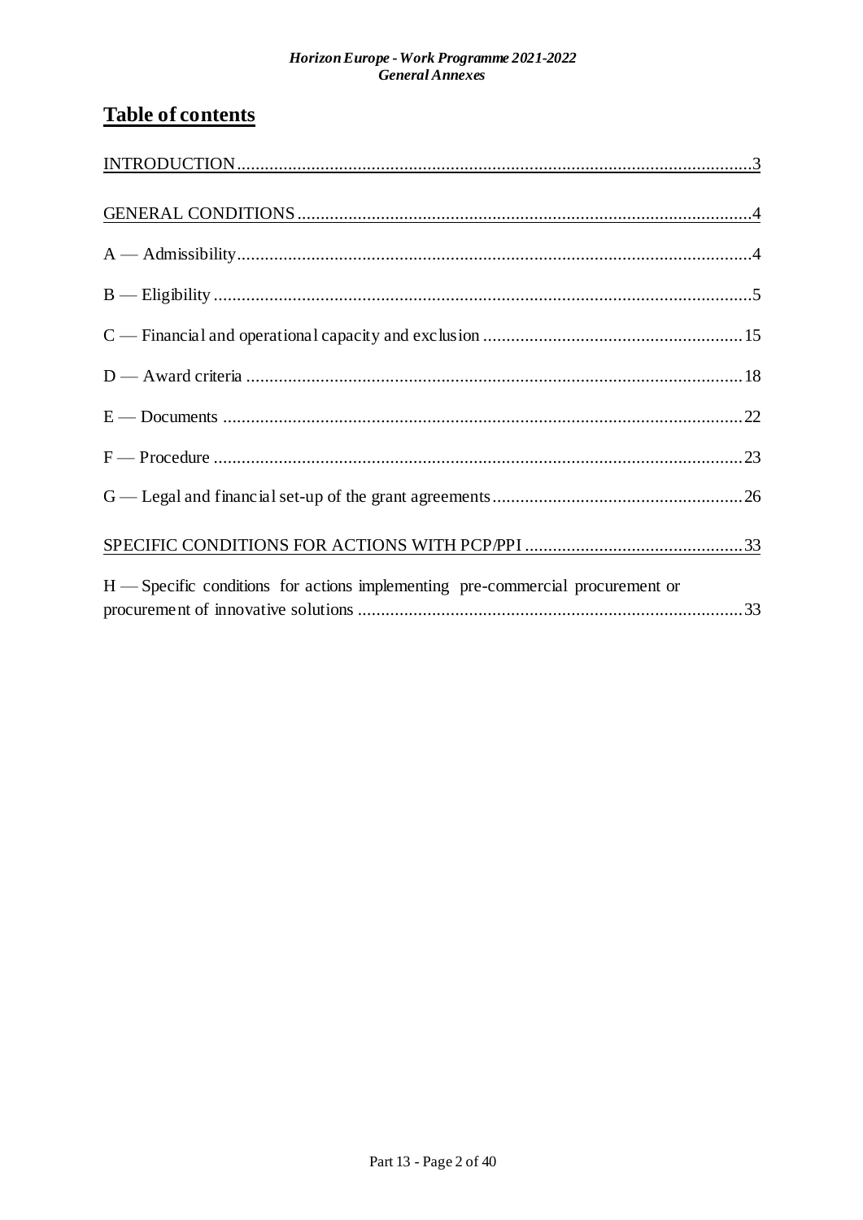# Table of contents

INTRODUCTION.....3

GENERAL CONDITIONS.....4

A — Admissibility.....4

B — Eligibility.....5

C — Financial and operational capacity and exclusion.....15

D — Award criteria.....18

E — Documents.....22

F — Procedure.....23

G — Legal and financial set-up of the grant agreements.....26

SPECIFIC CONDITIONS FOR ACTIONS WITH PCP/PPI.....33

H — Specific conditions for actions implementing pre-commercial procurement or procurement of innovative solutions.....33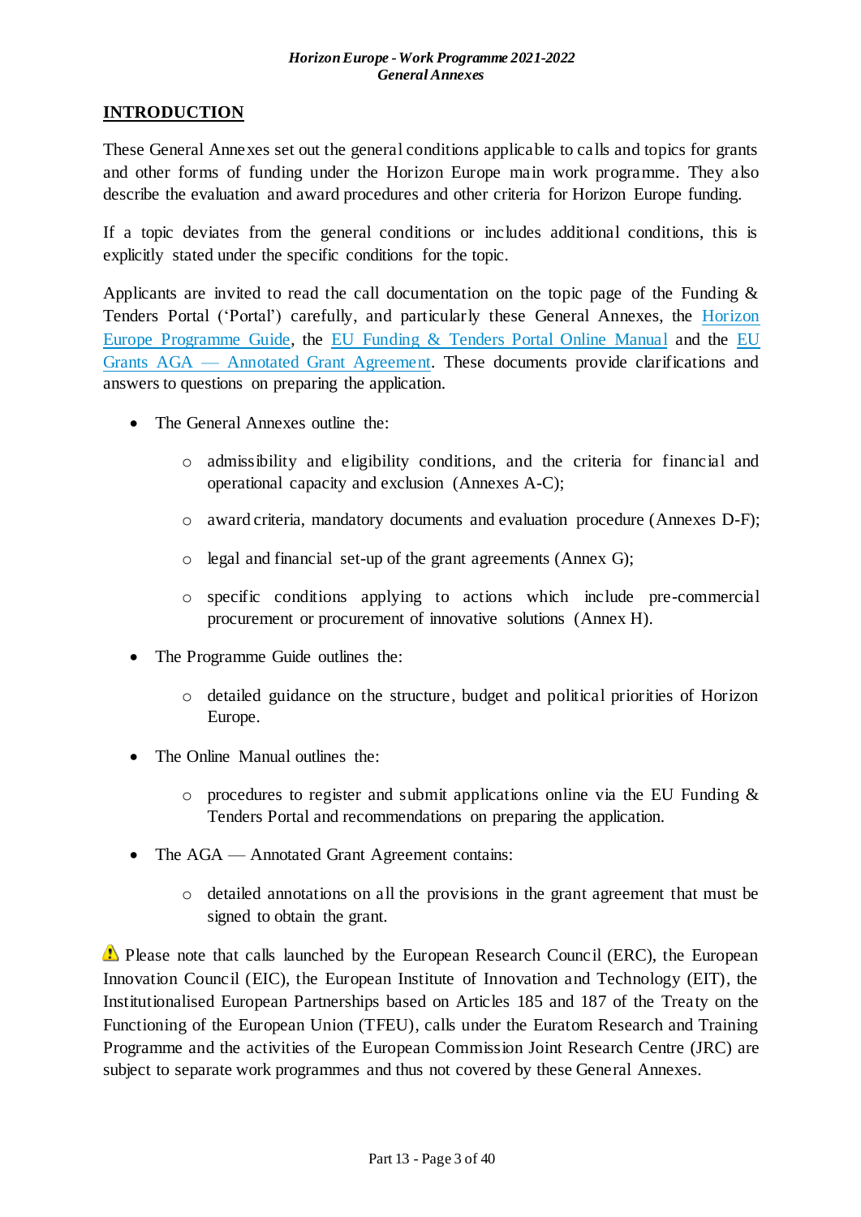## INTRODUCTION

These General Annexes set out the general conditions applicable to calls and topics for grants and other forms of funding under the Horizon Europe main work programme. They also describe the evaluation and award procedures and other criteria for Horizon Europe funding.

If a topic deviates from the general conditions or includes additional conditions, this is explicitly stated under the specific conditions for the topic.

Applicants are invited to read the call documentation on the topic page of the Funding & Tenders Portal ('Portal') carefully, and particularly these General Annexes, the Horizon Europe Programme Guide, the EU Funding & Tenders Portal Online Manual and the EU Grants AGA — Annotated Grant Agreement. These documents provide clarifications and answers to questions on preparing the application.

- The General Annexes outline the:
  - admissibility and eligibility conditions, and the criteria for financial and operational capacity and exclusion (Annexes A-C);
  - award criteria, mandatory documents and evaluation procedure (Annexes D-F);
  - legal and financial set-up of the grant agreements (Annex G);
  - specific conditions applying to actions which include pre-commercial procurement or procurement of innovative solutions (Annex H).
- The Programme Guide outlines the:
  - detailed guidance on the structure, budget and political priorities of Horizon Europe.
- The Online Manual outlines the:
  - procedures to register and submit applications online via the EU Funding & Tenders Portal and recommendations on preparing the application.
- The AGA — Annotated Grant Agreement contains:
  - detailed annotations on all the provisions in the grant agreement that must be signed to obtain the grant.

⚠ Please note that calls launched by the European Research Council (ERC), the European Innovation Council (EIC), the European Institute of Innovation and Technology (EIT), the Institutionalised European Partnerships based on Articles 185 and 187 of the Treaty on the Functioning of the European Union (TFEU), calls under the Euratom Research and Training Programme and the activities of the European Commission Joint Research Centre (JRC) are subject to separate work programmes and thus not covered by these General Annexes.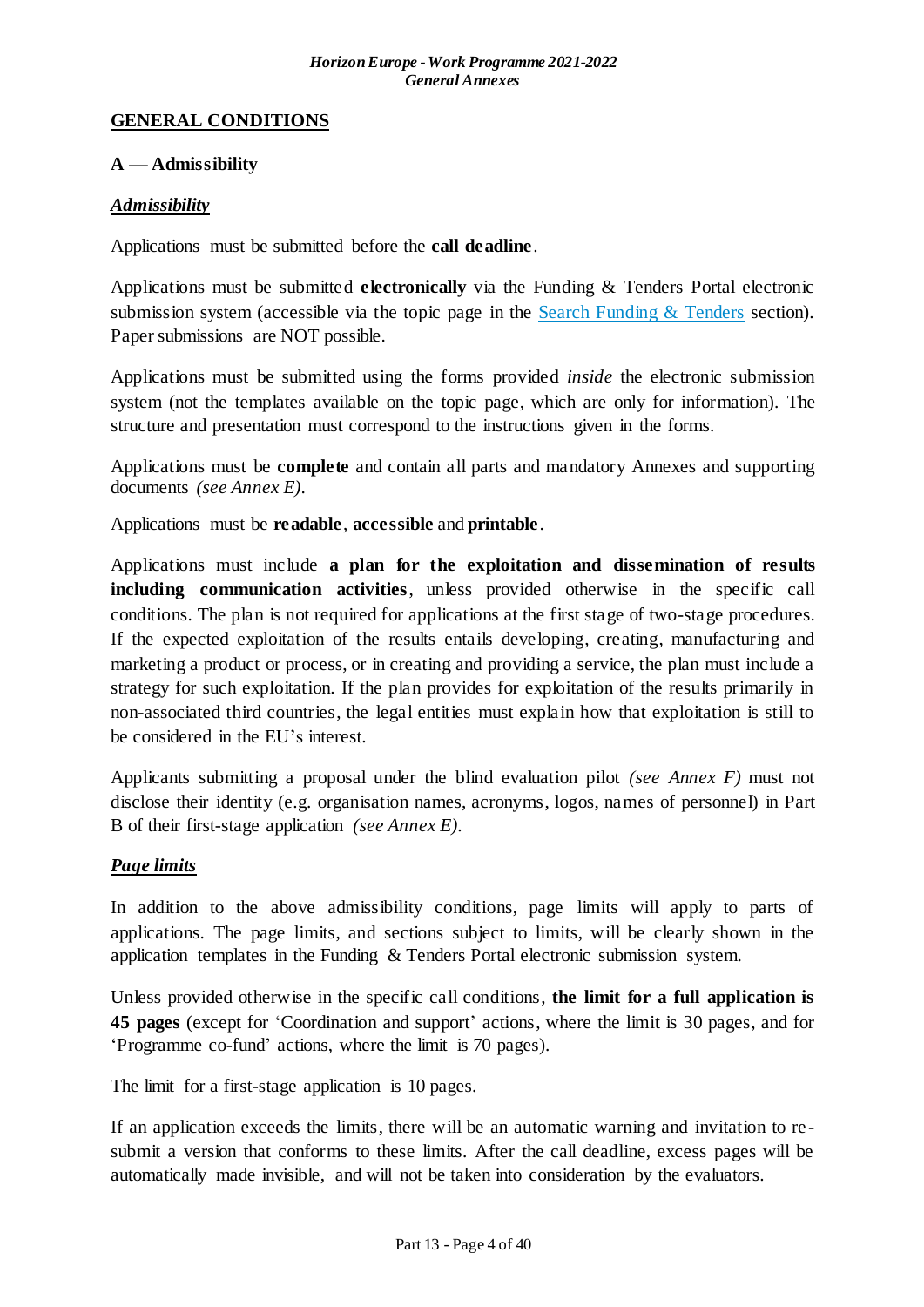## GENERAL CONDITIONS

### A — Admissibility

***Admissibility***

Applications must be submitted before the **call deadline**.

Applications must be submitted **electronically** via the Funding & Tenders Portal electronic submission system (accessible via the topic page in the Search Funding & Tenders section). Paper submissions are NOT possible.

Applications must be submitted using the forms provided *inside* the electronic submission system (not the templates available on the topic page, which are only for information). The structure and presentation must correspond to the instructions given in the forms.

Applications must be **complete** and contain all parts and mandatory Annexes and supporting documents *(see Annex E)*.

Applications must be **readable**, **accessible** and **printable**.

Applications must include **a plan for the exploitation and dissemination of results including communication activities**, unless provided otherwise in the specific call conditions. The plan is not required for applications at the first stage of two-stage procedures. If the expected exploitation of the results entails developing, creating, manufacturing and marketing a product or process, or in creating and providing a service, the plan must include a strategy for such exploitation. If the plan provides for exploitation of the results primarily in non-associated third countries, the legal entities must explain how that exploitation is still to be considered in the EU's interest.

Applicants submitting a proposal under the blind evaluation pilot *(see Annex F)* must not disclose their identity (e.g. organisation names, acronyms, logos, names of personnel) in Part B of their first-stage application *(see Annex E)*.

***Page limits***

In addition to the above admissibility conditions, page limits will apply to parts of applications. The page limits, and sections subject to limits, will be clearly shown in the application templates in the Funding & Tenders Portal electronic submission system.

Unless provided otherwise in the specific call conditions, **the limit for a full application is 45 pages** (except for 'Coordination and support' actions, where the limit is 30 pages, and for 'Programme co-fund' actions, where the limit is 70 pages).

The limit for a first-stage application is 10 pages.

If an application exceeds the limits, there will be an automatic warning and invitation to re-submit a version that conforms to these limits. After the call deadline, excess pages will be automatically made invisible, and will not be taken into consideration by the evaluators.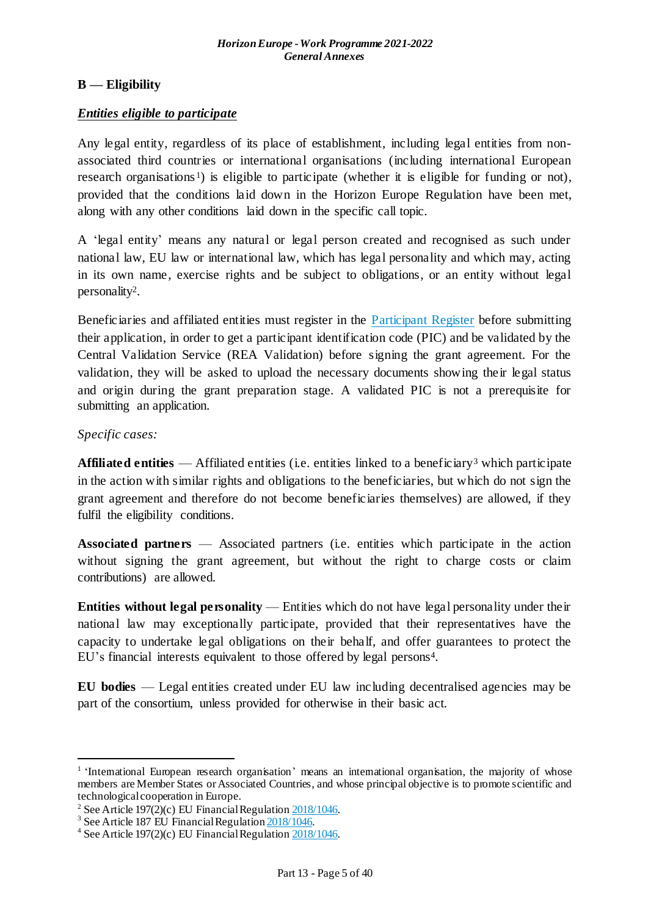## B — Eligibility

### *Entities eligible to participate*

Any legal entity, regardless of its place of establishment, including legal entities from non-associated third countries or international organisations (including international European research organisations[1]) is eligible to participate (whether it is eligible for funding or not), provided that the conditions laid down in the Horizon Europe Regulation have been met, along with any other conditions laid down in the specific call topic.

A 'legal entity' means any natural or legal person created and recognised as such under national law, EU law or international law, which has legal personality and which may, acting in its own name, exercise rights and be subject to obligations, or an entity without legal personality[2].

Beneficiaries and affiliated entities must register in the Participant Register before submitting their application, in order to get a participant identification code (PIC) and be validated by the Central Validation Service (REA Validation) before signing the grant agreement. For the validation, they will be asked to upload the necessary documents showing their legal status and origin during the grant preparation stage. A validated PIC is not a prerequisite for submitting an application.

*Specific cases:*

**Affiliated entities** — Affiliated entities (i.e. entities linked to a beneficiary[3] which participate in the action with similar rights and obligations to the beneficiaries, but which do not sign the grant agreement and therefore do not become beneficiaries themselves) are allowed, if they fulfil the eligibility conditions.

**Associated partners** — Associated partners (i.e. entities which participate in the action without signing the grant agreement, but without the right to charge costs or claim contributions) are allowed.

**Entities without legal personality** — Entities which do not have legal personality under their national law may exceptionally participate, provided that their representatives have the capacity to undertake legal obligations on their behalf, and offer guarantees to protect the EU's financial interests equivalent to those offered by legal persons[4].

**EU bodies** — Legal entities created under EU law including decentralised agencies may be part of the consortium, unless provided for otherwise in their basic act.

---

[1] 'International European research organisation' means an international organisation, the majority of whose members are Member States or Associated Countries, and whose principal objective is to promote scientific and technological cooperation in Europe.

[2] See Article 197(2)(c) EU Financial Regulation 2018/1046.

[3] See Article 187 EU Financial Regulation 2018/1046.

[4] See Article 197(2)(c) EU Financial Regulation 2018/1046.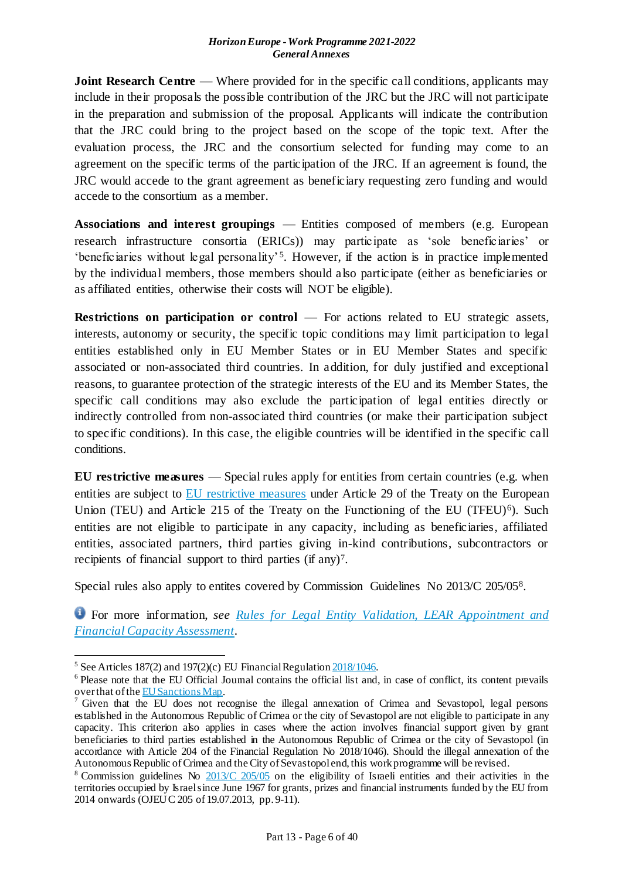**Joint Research Centre** — Where provided for in the specific call conditions, applicants may include in their proposals the possible contribution of the JRC but the JRC will not participate in the preparation and submission of the proposal. Applicants will indicate the contribution that the JRC could bring to the project based on the scope of the topic text. After the evaluation process, the JRC and the consortium selected for funding may come to an agreement on the specific terms of the participation of the JRC. If an agreement is found, the JRC would accede to the grant agreement as beneficiary requesting zero funding and would accede to the consortium as a member.

**Associations and interest groupings** — Entities composed of members (e.g. European research infrastructure consortia (ERICs)) may participate as 'sole beneficiaries' or 'beneficiaries without legal personality'[5]. However, if the action is in practice implemented by the individual members, those members should also participate (either as beneficiaries or as affiliated entities, otherwise their costs will NOT be eligible).

**Restrictions on participation or control** — For actions related to EU strategic assets, interests, autonomy or security, the specific topic conditions may limit participation to legal entities established only in EU Member States or in EU Member States and specific associated or non-associated third countries. In addition, for duly justified and exceptional reasons, to guarantee protection of the strategic interests of the EU and its Member States, the specific call conditions may also exclude the participation of legal entities directly or indirectly controlled from non-associated third countries (or make their participation subject to specific conditions). In this case, the eligible countries will be identified in the specific call conditions.

**EU restrictive measures** — Special rules apply for entities from certain countries (e.g. when entities are subject to [EU restrictive measures](#) under Article 29 of the Treaty on the European Union (TEU) and Article 215 of the Treaty on the Functioning of the EU (TFEU)[6]). Such entities are not eligible to participate in any capacity, including as beneficiaries, affiliated entities, associated partners, third parties giving in-kind contributions, subcontractors or recipients of financial support to third parties (if any)[7].

Special rules also apply to entites covered by Commission Guidelines No 2013/C 205/05[8].

For more information, *see [Rules for Legal Entity Validation, LEAR Appointment and Financial Capacity Assessment](#)*.

---

[5] See Articles 187(2) and 197(2)(c) EU Financial Regulation [2018/1046](#).

[6] Please note that the EU Official Journal contains the official list and, in case of conflict, its content prevails over that of the [EU Sanctions Map](#).

[7] Given that the EU does not recognise the illegal annexation of Crimea and Sevastopol, legal persons established in the Autonomous Republic of Crimea or the city of Sevastopol are not eligible to participate in any capacity. This criterion also applies in cases where the action involves financial support given by grant beneficiaries to third parties established in the Autonomous Republic of Crimea or the city of Sevastopol (in accordance with Article 204 of the Financial Regulation No 2018/1046). Should the illegal annexation of the Autonomous Republic of Crimea and the City of Sevastopol end, this work programme will be revised.

[8] Commission guidelines No [2013/C 205/05](#) on the eligibility of Israeli entities and their activities in the territories occupied by Israel since June 1967 for grants, prizes and financial instruments funded by the EU from 2014 onwards (OJEU C 205 of 19.07.2013, pp. 9-11).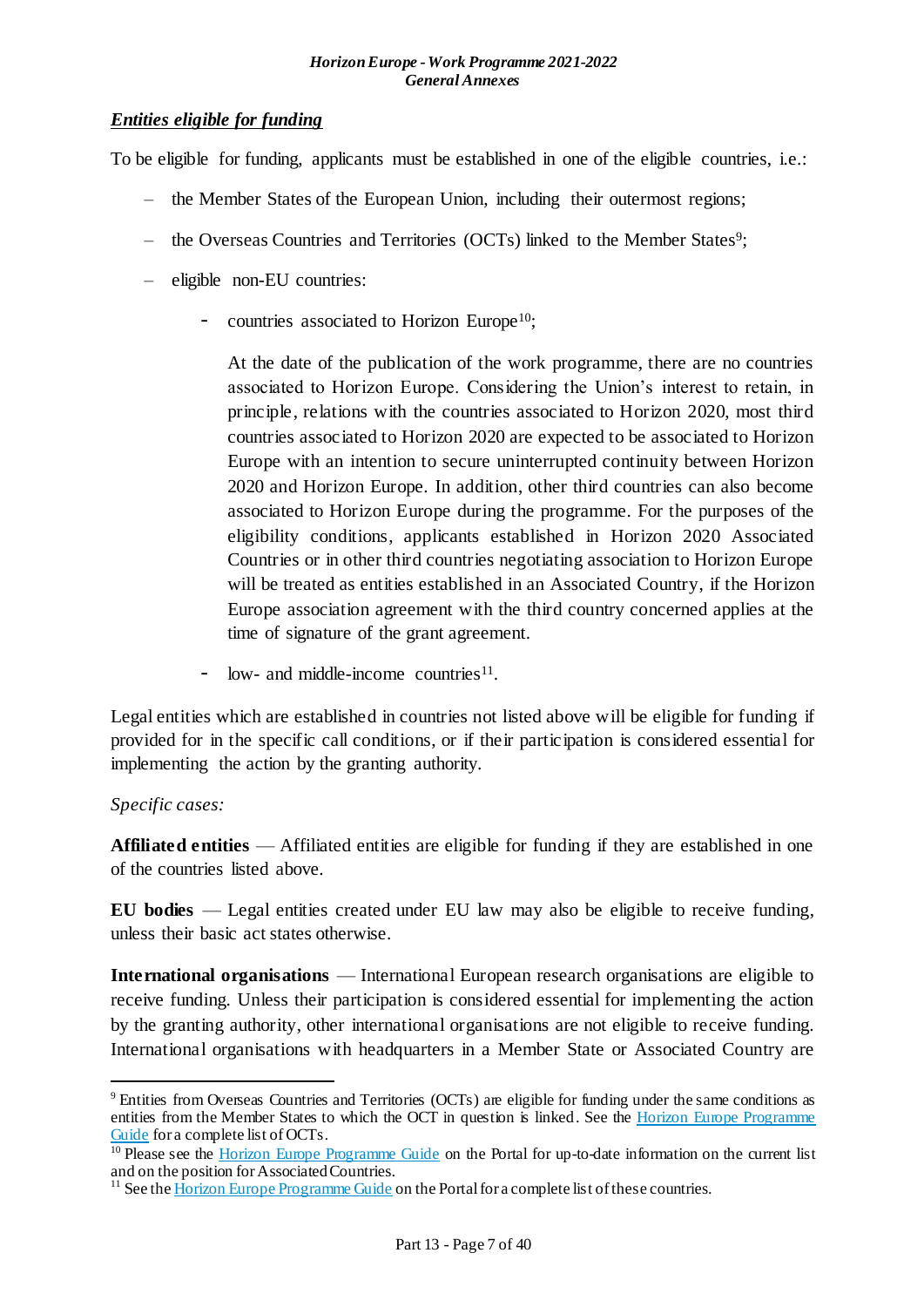***Entities eligible for funding***

To be eligible for funding, applicants must be established in one of the eligible countries, i.e.:

- the Member States of the European Union, including their outermost regions;
- the Overseas Countries and Territories (OCTs) linked to the Member States[9];
- eligible non-EU countries:
  - countries associated to Horizon Europe[10];

    At the date of the publication of the work programme, there are no countries associated to Horizon Europe. Considering the Union's interest to retain, in principle, relations with the countries associated to Horizon 2020, most third countries associated to Horizon 2020 are expected to be associated to Horizon Europe with an intention to secure uninterrupted continuity between Horizon 2020 and Horizon Europe. In addition, other third countries can also become associated to Horizon Europe during the programme. For the purposes of the eligibility conditions, applicants established in Horizon 2020 Associated Countries or in other third countries negotiating association to Horizon Europe will be treated as entities established in an Associated Country, if the Horizon Europe association agreement with the third country concerned applies at the time of signature of the grant agreement.

  - low- and middle-income countries[11].

Legal entities which are established in countries not listed above will be eligible for funding if provided for in the specific call conditions, or if their participation is considered essential for implementing the action by the granting authority.

*Specific cases:*

**Affiliated entities** — Affiliated entities are eligible for funding if they are established in one of the countries listed above.

**EU bodies** — Legal entities created under EU law may also be eligible to receive funding, unless their basic act states otherwise.

**International organisations** — International European research organisations are eligible to receive funding. Unless their participation is considered essential for implementing the action by the granting authority, other international organisations are not eligible to receive funding. International organisations with headquarters in a Member State or Associated Country are

---

[9] Entities from Overseas Countries and Territories (OCTs) are eligible for funding under the same conditions as entities from the Member States to which the OCT in question is linked. See the Horizon Europe Programme Guide for a complete list of OCTs.

[10] Please see the Horizon Europe Programme Guide on the Portal for up-to-date information on the current list and on the position for Associated Countries.

[11] See the Horizon Europe Programme Guide on the Portal for a complete list of these countries.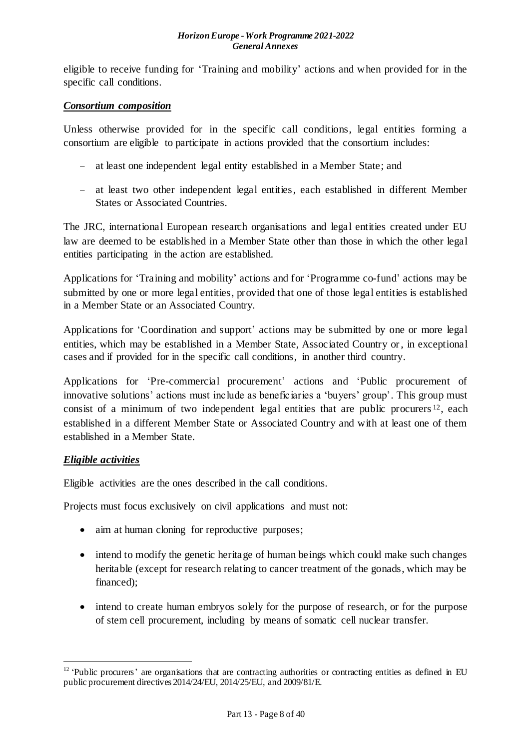eligible to receive funding for 'Training and mobility' actions and when provided for in the specific call conditions.

***Consortium composition***

Unless otherwise provided for in the specific call conditions, legal entities forming a consortium are eligible to participate in actions provided that the consortium includes:

- at least one independent legal entity established in a Member State; and
- at least two other independent legal entities, each established in different Member States or Associated Countries.

The JRC, international European research organisations and legal entities created under EU law are deemed to be established in a Member State other than those in which the other legal entities participating in the action are established.

Applications for 'Training and mobility' actions and for 'Programme co-fund' actions may be submitted by one or more legal entities, provided that one of those legal entities is established in a Member State or an Associated Country.

Applications for 'Coordination and support' actions may be submitted by one or more legal entities, which may be established in a Member State, Associated Country or, in exceptional cases and if provided for in the specific call conditions, in another third country.

Applications for 'Pre-commercial procurement' actions and 'Public procurement of innovative solutions' actions must include as beneficiaries a 'buyers' group'. This group must consist of a minimum of two independent legal entities that are public procurers[12], each established in a different Member State or Associated Country and with at least one of them established in a Member State.

***Eligible activities***

Eligible activities are the ones described in the call conditions.

Projects must focus exclusively on civil applications and must not:

- aim at human cloning for reproductive purposes;
- intend to modify the genetic heritage of human beings which could make such changes heritable (except for research relating to cancer treatment of the gonads, which may be financed);
- intend to create human embryos solely for the purpose of research, or for the purpose of stem cell procurement, including by means of somatic cell nuclear transfer.

[12] 'Public procurers' are organisations that are contracting authorities or contracting entities as defined in EU public procurement directives 2014/24/EU, 2014/25/EU, and 2009/81/E.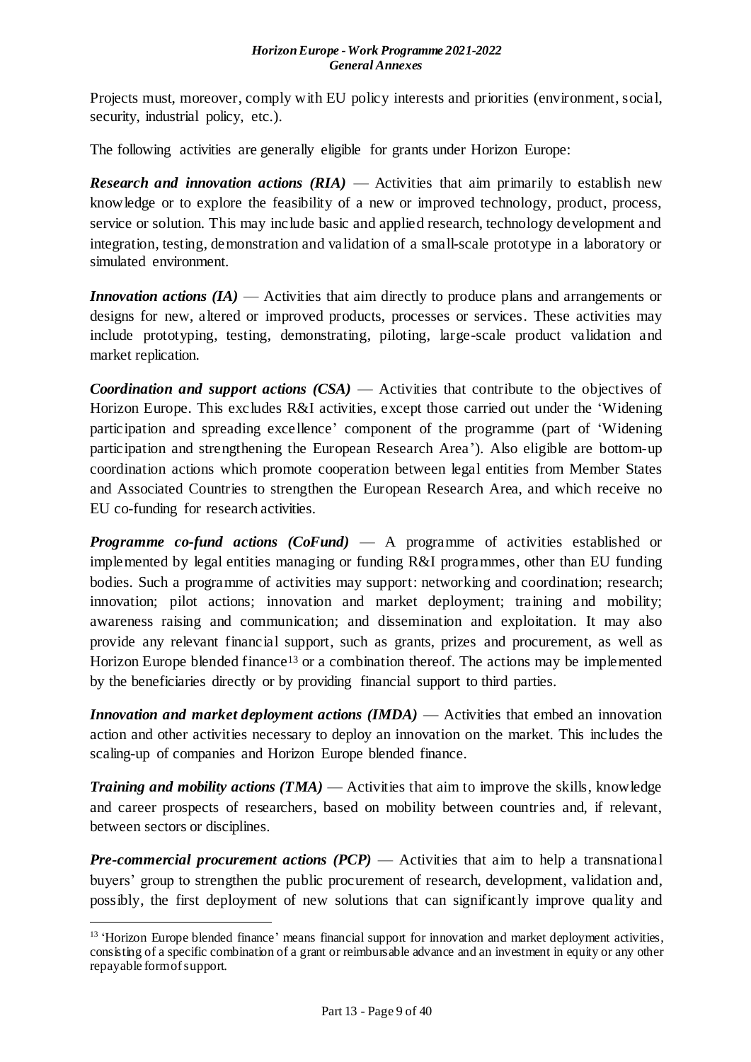Projects must, moreover, comply with EU policy interests and priorities (environment, social, security, industrial policy, etc.).

The following activities are generally eligible for grants under Horizon Europe:

***Research and innovation actions (RIA)*** — Activities that aim primarily to establish new knowledge or to explore the feasibility of a new or improved technology, product, process, service or solution. This may include basic and applied research, technology development and integration, testing, demonstration and validation of a small-scale prototype in a laboratory or simulated environment.

***Innovation actions (IA)*** — Activities that aim directly to produce plans and arrangements or designs for new, altered or improved products, processes or services. These activities may include prototyping, testing, demonstrating, piloting, large-scale product validation and market replication.

***Coordination and support actions (CSA)*** — Activities that contribute to the objectives of Horizon Europe. This excludes R&I activities, except those carried out under the 'Widening participation and spreading excellence' component of the programme (part of 'Widening participation and strengthening the European Research Area'). Also eligible are bottom-up coordination actions which promote cooperation between legal entities from Member States and Associated Countries to strengthen the European Research Area, and which receive no EU co-funding for research activities.

***Programme co-fund actions (CoFund)*** — A programme of activities established or implemented by legal entities managing or funding R&I programmes, other than EU funding bodies. Such a programme of activities may support: networking and coordination; research; innovation; pilot actions; innovation and market deployment; training and mobility; awareness raising and communication; and dissemination and exploitation. It may also provide any relevant financial support, such as grants, prizes and procurement, as well as Horizon Europe blended finance[13] or a combination thereof. The actions may be implemented by the beneficiaries directly or by providing financial support to third parties.

***Innovation and market deployment actions (IMDA)*** — Activities that embed an innovation action and other activities necessary to deploy an innovation on the market. This includes the scaling-up of companies and Horizon Europe blended finance.

***Training and mobility actions (TMA)*** — Activities that aim to improve the skills, knowledge and career prospects of researchers, based on mobility between countries and, if relevant, between sectors or disciplines.

***Pre-commercial procurement actions (PCP)*** — Activities that aim to help a transnational buyers' group to strengthen the public procurement of research, development, validation and, possibly, the first deployment of new solutions that can significantly improve quality and

[13] 'Horizon Europe blended finance' means financial support for innovation and market deployment activities, consisting of a specific combination of a grant or reimbursable advance and an investment in equity or any other repayable form of support.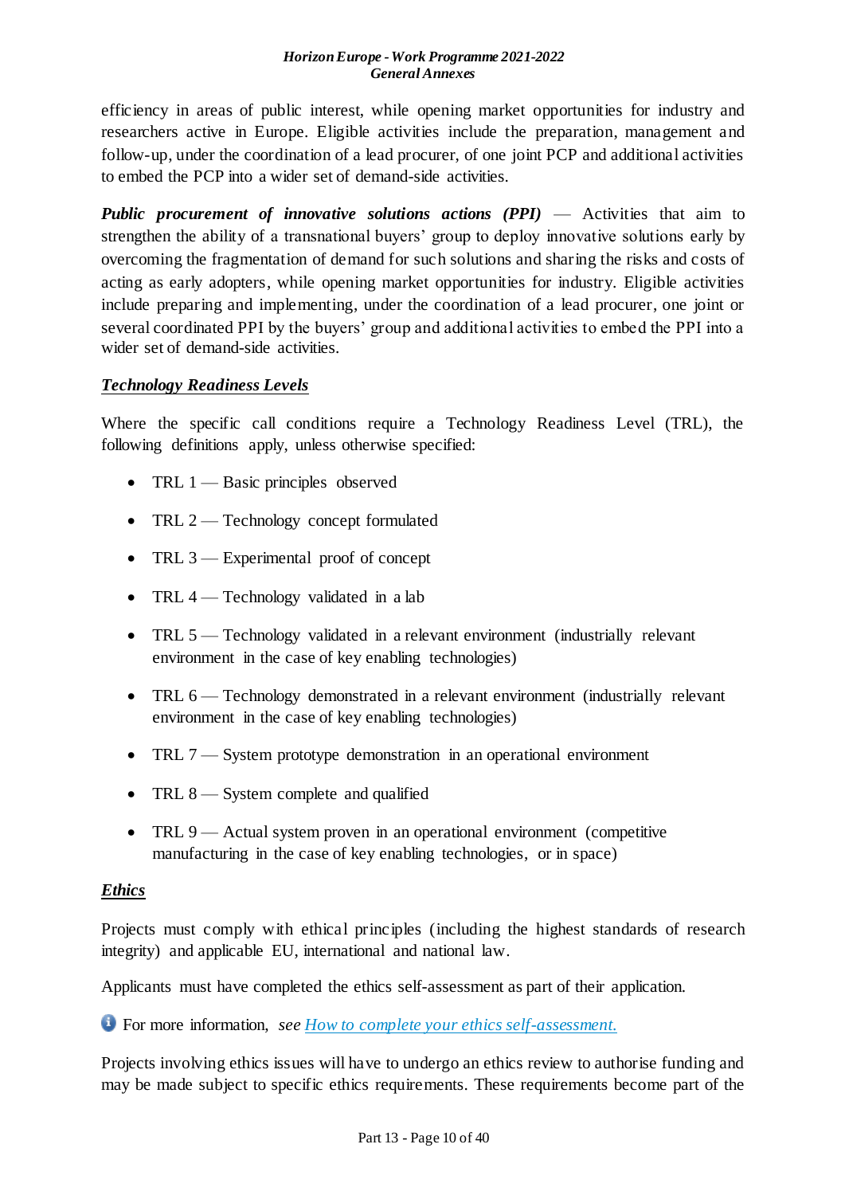efficiency in areas of public interest, while opening market opportunities for industry and researchers active in Europe. Eligible activities include the preparation, management and follow-up, under the coordination of a lead procurer, of one joint PCP and additional activities to embed the PCP into a wider set of demand-side activities.

***Public procurement of innovative solutions actions (PPI)*** — Activities that aim to strengthen the ability of a transnational buyers' group to deploy innovative solutions early by overcoming the fragmentation of demand for such solutions and sharing the risks and costs of acting as early adopters, while opening market opportunities for industry. Eligible activities include preparing and implementing, under the coordination of a lead procurer, one joint or several coordinated PPI by the buyers' group and additional activities to embed the PPI into a wider set of demand-side activities.

## *Technology Readiness Levels*

Where the specific call conditions require a Technology Readiness Level (TRL), the following definitions apply, unless otherwise specified:

- TRL 1 — Basic principles observed
- TRL 2 — Technology concept formulated
- TRL 3 — Experimental proof of concept
- TRL 4 — Technology validated in a lab
- TRL 5 — Technology validated in a relevant environment (industrially relevant environment in the case of key enabling technologies)
- TRL 6 — Technology demonstrated in a relevant environment (industrially relevant environment in the case of key enabling technologies)
- TRL 7 — System prototype demonstration in an operational environment
- TRL 8 — System complete and qualified
- TRL 9 — Actual system proven in an operational environment (competitive manufacturing in the case of key enabling technologies, or in space)

## *Ethics*

Projects must comply with ethical principles (including the highest standards of research integrity) and applicable EU, international and national law.

Applicants must have completed the ethics self-assessment as part of their application.

For more information, *see* [How to complete your ethics self-assessment.](#)

Projects involving ethics issues will have to undergo an ethics review to authorise funding and may be made subject to specific ethics requirements. These requirements become part of the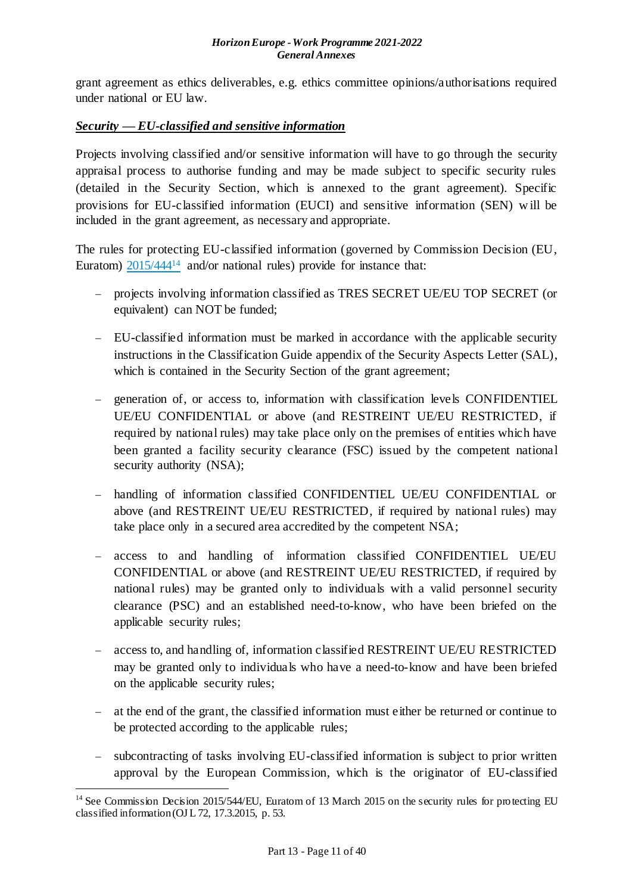grant agreement as ethics deliverables, e.g. ethics committee opinions/authorisations required under national or EU law.

***Security — EU-classified and sensitive information***

Projects involving classified and/or sensitive information will have to go through the security appraisal process to authorise funding and may be made subject to specific security rules (detailed in the Security Section, which is annexed to the grant agreement). Specific provisions for EU-classified information (EUCI) and sensitive information (SEN) will be included in the grant agreement, as necessary and appropriate.

The rules for protecting EU-classified information (governed by Commission Decision (EU, Euratom) 2015/444[14] and/or national rules) provide for instance that:

- projects involving information classified as TRES SECRET UE/EU TOP SECRET (or equivalent) can NOT be funded;
- EU-classified information must be marked in accordance with the applicable security instructions in the Classification Guide appendix of the Security Aspects Letter (SAL), which is contained in the Security Section of the grant agreement;
- generation of, or access to, information with classification levels CONFIDENTIEL UE/EU CONFIDENTIAL or above (and RESTREINT UE/EU RESTRICTED, if required by national rules) may take place only on the premises of entities which have been granted a facility security clearance (FSC) issued by the competent national security authority (NSA);
- handling of information classified CONFIDENTIEL UE/EU CONFIDENTIAL or above (and RESTREINT UE/EU RESTRICTED, if required by national rules) may take place only in a secured area accredited by the competent NSA;
- access to and handling of information classified CONFIDENTIEL UE/EU CONFIDENTIAL or above (and RESTREINT UE/EU RESTRICTED, if required by national rules) may be granted only to individuals with a valid personnel security clearance (PSC) and an established need-to-know, who have been briefed on the applicable security rules;
- access to, and handling of, information classified RESTREINT UE/EU RESTRICTED may be granted only to individuals who have a need-to-know and have been briefed on the applicable security rules;
- at the end of the grant, the classified information must either be returned or continue to be protected according to the applicable rules;
- subcontracting of tasks involving EU-classified information is subject to prior written approval by the European Commission, which is the originator of EU-classified

[14] See Commission Decision 2015/544/EU, Euratom of 13 March 2015 on the security rules for protecting EU classified information (OJ L 72, 17.3.2015, p. 53.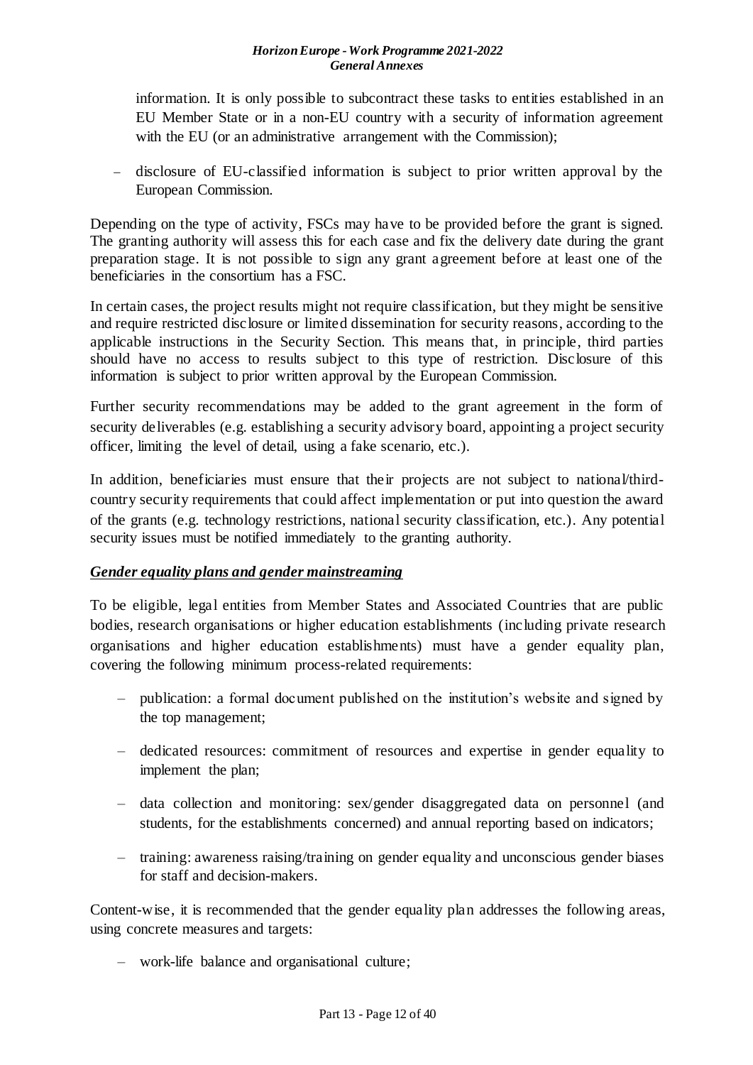information. It is only possible to subcontract these tasks to entities established in an EU Member State or in a non-EU country with a security of information agreement with the EU (or an administrative arrangement with the Commission);

- disclosure of EU-classified information is subject to prior written approval by the European Commission.

Depending on the type of activity, FSCs may have to be provided before the grant is signed. The granting authority will assess this for each case and fix the delivery date during the grant preparation stage. It is not possible to sign any grant agreement before at least one of the beneficiaries in the consortium has a FSC.

In certain cases, the project results might not require classification, but they might be sensitive and require restricted disclosure or limited dissemination for security reasons, according to the applicable instructions in the Security Section. This means that, in principle, third parties should have no access to results subject to this type of restriction. Disclosure of this information is subject to prior written approval by the European Commission.

Further security recommendations may be added to the grant agreement in the form of security deliverables (e.g. establishing a security advisory board, appointing a project security officer, limiting the level of detail, using a fake scenario, etc.).

In addition, beneficiaries must ensure that their projects are not subject to national/third-country security requirements that could affect implementation or put into question the award of the grants (e.g. technology restrictions, national security classification, etc.). Any potential security issues must be notified immediately to the granting authority.

***Gender equality plans and gender mainstreaming***

To be eligible, legal entities from Member States and Associated Countries that are public bodies, research organisations or higher education establishments (including private research organisations and higher education establishments) must have a gender equality plan, covering the following minimum process-related requirements:

- publication: a formal document published on the institution's website and signed by the top management;
- dedicated resources: commitment of resources and expertise in gender equality to implement the plan;
- data collection and monitoring: sex/gender disaggregated data on personnel (and students, for the establishments concerned) and annual reporting based on indicators;
- training: awareness raising/training on gender equality and unconscious gender biases for staff and decision-makers.

Content-wise, it is recommended that the gender equality plan addresses the following areas, using concrete measures and targets:

- work-life balance and organisational culture;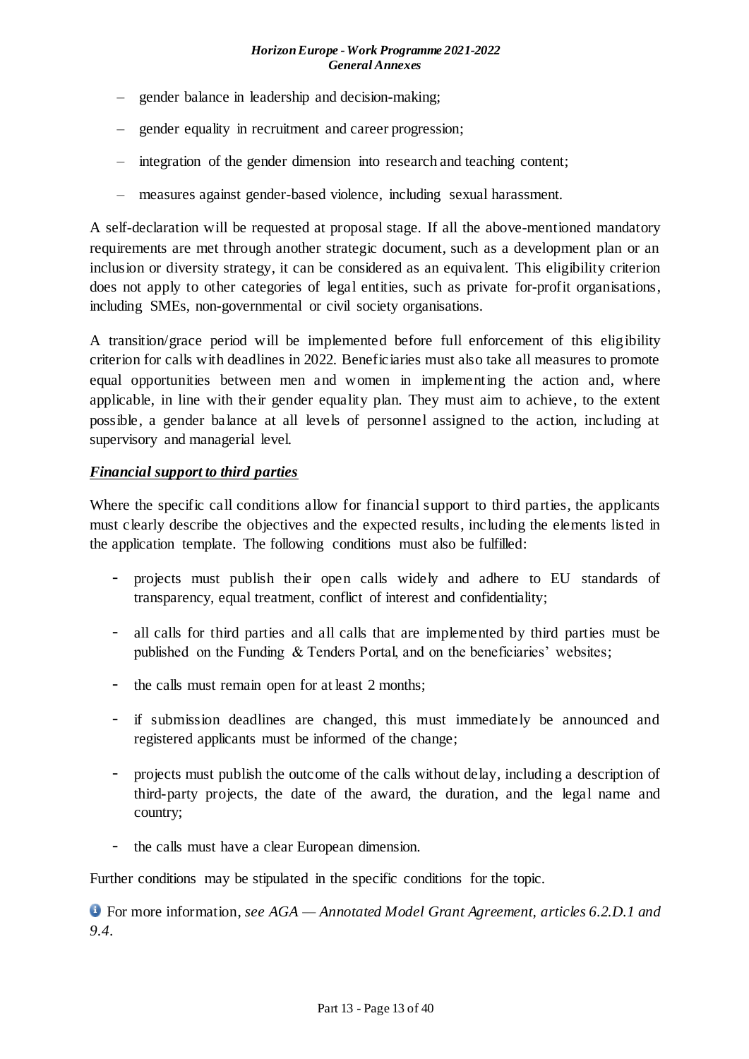- gender balance in leadership and decision-making;
- gender equality in recruitment and career progression;
- integration of the gender dimension into research and teaching content;
- measures against gender-based violence, including sexual harassment.

A self-declaration will be requested at proposal stage. If all the above-mentioned mandatory requirements are met through another strategic document, such as a development plan or an inclusion or diversity strategy, it can be considered as an equivalent. This eligibility criterion does not apply to other categories of legal entities, such as private for-profit organisations, including SMEs, non-governmental or civil society organisations.

A transition/grace period will be implemented before full enforcement of this eligibility criterion for calls with deadlines in 2022. Beneficiaries must also take all measures to promote equal opportunities between men and women in implementing the action and, where applicable, in line with their gender equality plan. They must aim to achieve, to the extent possible, a gender balance at all levels of personnel assigned to the action, including at supervisory and managerial level.

***Financial support to third parties***

Where the specific call conditions allow for financial support to third parties, the applicants must clearly describe the objectives and the expected results, including the elements listed in the application template. The following conditions must also be fulfilled:

- projects must publish their open calls widely and adhere to EU standards of transparency, equal treatment, conflict of interest and confidentiality;
- all calls for third parties and all calls that are implemented by third parties must be published on the Funding & Tenders Portal, and on the beneficiaries' websites;
- the calls must remain open for at least 2 months;
- if submission deadlines are changed, this must immediately be announced and registered applicants must be informed of the change;
- projects must publish the outcome of the calls without delay, including a description of third-party projects, the date of the award, the duration, and the legal name and country;
- the calls must have a clear European dimension.

Further conditions may be stipulated in the specific conditions for the topic.

For more information, *see AGA — Annotated Model Grant Agreement, articles 6.2.D.1 and 9.4*.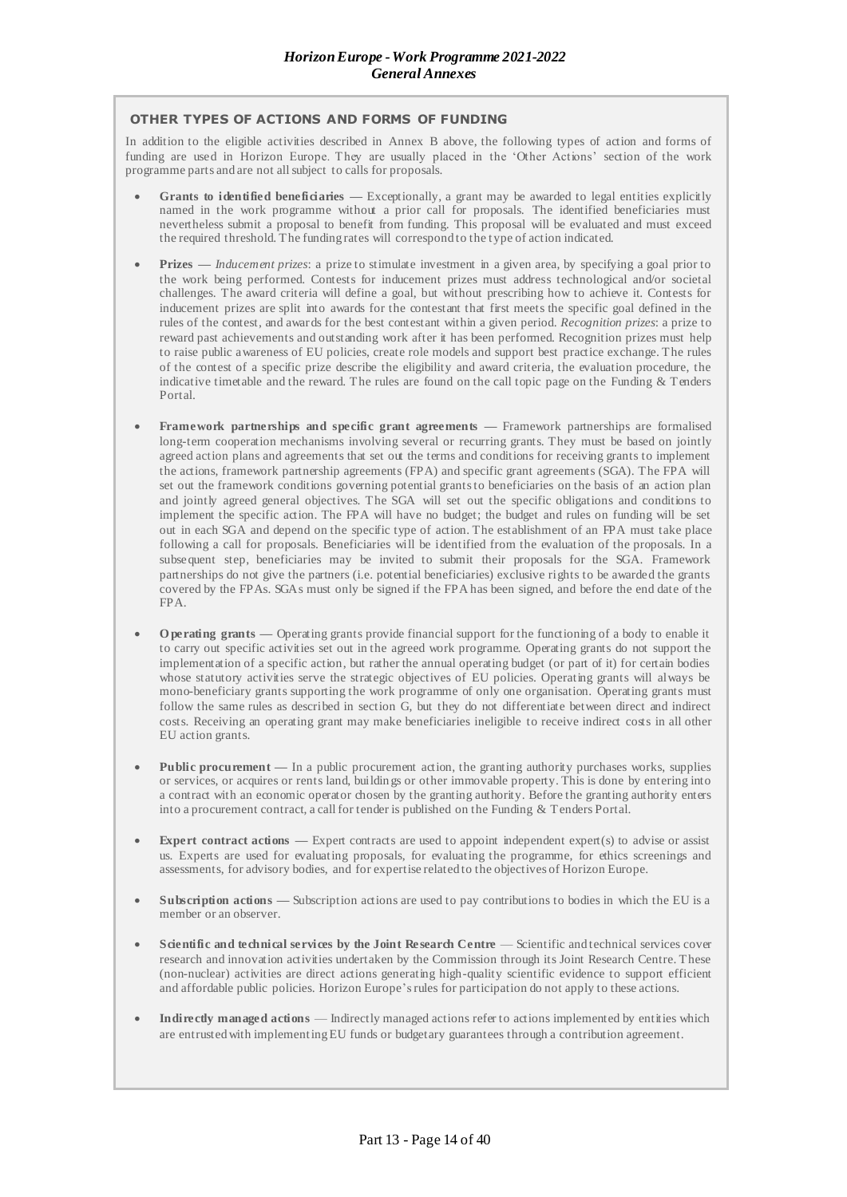## OTHER TYPES OF ACTIONS AND FORMS OF FUNDING

In addition to the eligible activities described in Annex B above, the following types of action and forms of funding are used in Horizon Europe. They are usually placed in the 'Other Actions' section of the work programme parts and are not all subject to calls for proposals.

- **Grants to identified beneficiaries** — Exceptionally, a grant may be awarded to legal entities explicitly named in the work programme without a prior call for proposals. The identified beneficiaries must nevertheless submit a proposal to benefit from funding. This proposal will be evaluated and must exceed the required threshold. The funding rates will correspond to the type of action indicated.

- **Prizes** — *Inducement prizes*: a prize to stimulate investment in a given area, by specifying a goal prior to the work being performed. Contests for inducement prizes must address technological and/or societal challenges. The award criteria will define a goal, but without prescribing how to achieve it. Contests for inducement prizes are split into awards for the contestant that first meets the specific goal defined in the rules of the contest, and awards for the best contestant within a given period. *Recognition prizes*: a prize to reward past achievements and outstanding work after it has been performed. Recognition prizes must help to raise public awareness of EU policies, create role models and support best practice exchange. The rules of the contest of a specific prize describe the eligibility and award criteria, the evaluation procedure, the indicative timetable and the reward. The rules are found on the call topic page on the Funding & Tenders Portal.

- **Framework partnerships and specific grant agreements** — Framework partnerships are formalised long-term cooperation mechanisms involving several or recurring grants. They must be based on jointly agreed action plans and agreements that set out the terms and conditions for receiving grants to implement the actions, framework partnership agreements (FPA) and specific grant agreements (SGA). The FPA will set out the framework conditions governing potential grants to beneficiaries on the basis of an action plan and jointly agreed general objectives. The SGA will set out the specific obligations and conditions to implement the specific action. The FPA will have no budget; the budget and rules on funding will be set out in each SGA and depend on the specific type of action. The establishment of an FPA must take place following a call for proposals. Beneficiaries will be identified from the evaluation of the proposals. In a subsequent step, beneficiaries may be invited to submit their proposals for the SGA. Framework partnerships do not give the partners (i.e. potential beneficiaries) exclusive rights to be awarded the grants covered by the FPAs. SGAs must only be signed if the FPA has been signed, and before the end date of the FPA.

- **Operating grants** — Operating grants provide financial support for the functioning of a body to enable it to carry out specific activities set out in the agreed work programme. Operating grants do not support the implementation of a specific action, but rather the annual operating budget (or part of it) for certain bodies whose statutory activities serve the strategic objectives of EU policies. Operating grants will always be mono-beneficiary grants supporting the work programme of only one organisation. Operating grants must follow the same rules as described in section G, but they do not differentiate between direct and indirect costs. Receiving an operating grant may make beneficiaries ineligible to receive indirect costs in all other EU action grants.

- **Public procurement** — In a public procurement action, the granting authority purchases works, supplies or services, or acquires or rents land, buildings or other immovable property. This is done by entering into a contract with an economic operator chosen by the granting authority. Before the granting authority enters into a procurement contract, a call for tender is published on the Funding & Tenders Portal.

- **Expert contract actions** — Expert contracts are used to appoint independent expert(s) to advise or assist us. Experts are used for evaluating proposals, for evaluating the programme, for ethics screenings and assessments, for advisory bodies, and for expertise related to the objectives of Horizon Europe.

- **Subscription actions** — Subscription actions are used to pay contributions to bodies in which the EU is a member or an observer.

- **Scientific and technical services by the Joint Research Centre** — Scientific and technical services cover research and innovation activities undertaken by the Commission through its Joint Research Centre. These (non-nuclear) activities are direct actions generating high-quality scientific evidence to support efficient and affordable public policies. Horizon Europe's rules for participation do not apply to these actions.

- **Indirectly managed actions** — Indirectly managed actions refer to actions implemented by entities which are entrusted with implementing EU funds or budgetary guarantees through a contribution agreement.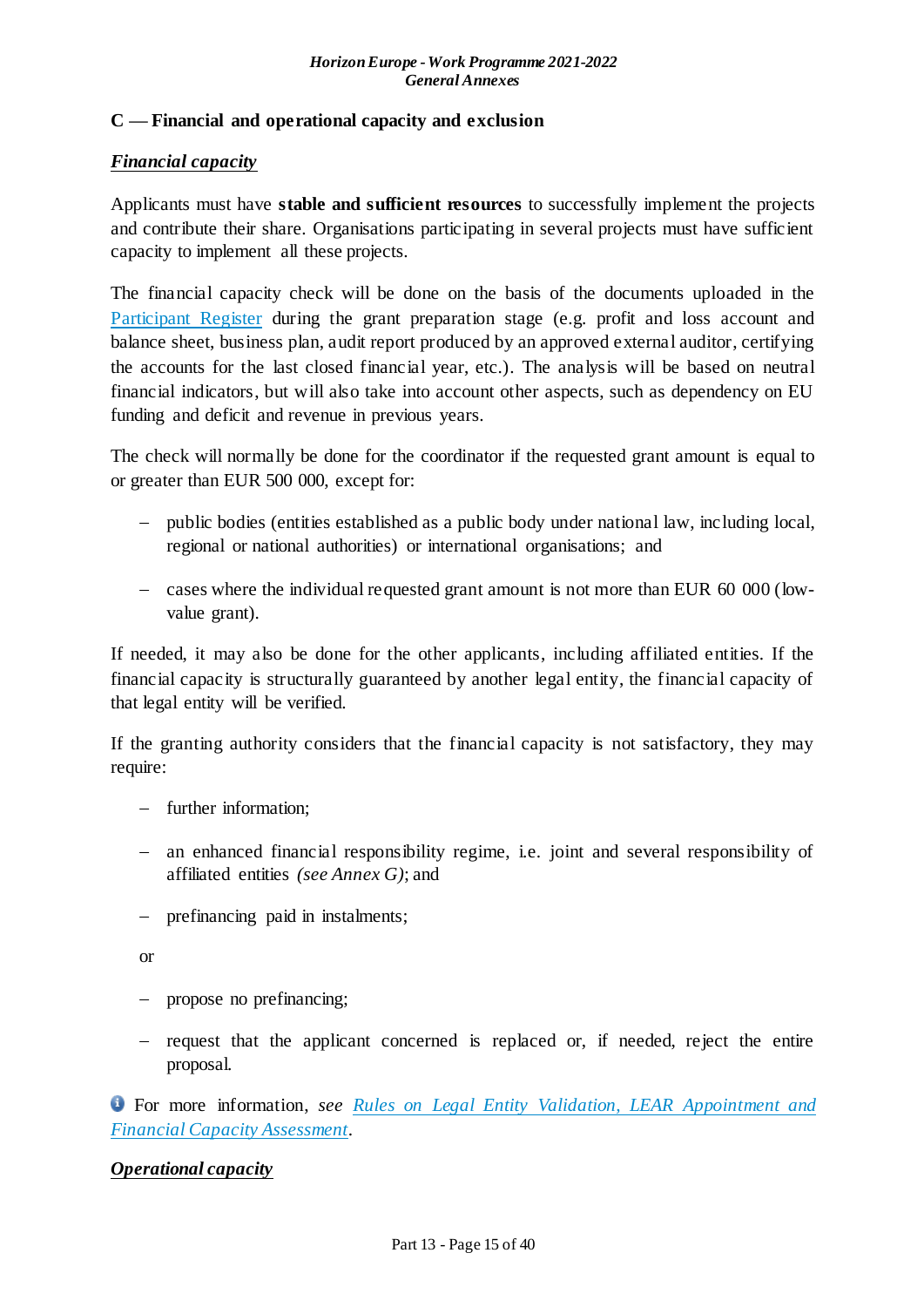## C — Financial and operational capacity and exclusion

***Financial capacity***

Applicants must have **stable and sufficient resources** to successfully implement the projects and contribute their share. Organisations participating in several projects must have sufficient capacity to implement all these projects.

The financial capacity check will be done on the basis of the documents uploaded in the [Participant Register](#) during the grant preparation stage (e.g. profit and loss account and balance sheet, business plan, audit report produced by an approved external auditor, certifying the accounts for the last closed financial year, etc.). The analysis will be based on neutral financial indicators, but will also take into account other aspects, such as dependency on EU funding and deficit and revenue in previous years.

The check will normally be done for the coordinator if the requested grant amount is equal to or greater than EUR 500 000, except for:

- public bodies (entities established as a public body under national law, including local, regional or national authorities) or international organisations; and
- cases where the individual requested grant amount is not more than EUR 60 000 (low-value grant).

If needed, it may also be done for the other applicants, including affiliated entities. If the financial capacity is structurally guaranteed by another legal entity, the financial capacity of that legal entity will be verified.

If the granting authority considers that the financial capacity is not satisfactory, they may require:

- further information;
- an enhanced financial responsibility regime, i.e. joint and several responsibility of affiliated entities *(see Annex G)*; and
- prefinancing paid in instalments;

or

- propose no prefinancing;
- request that the applicant concerned is replaced or, if needed, reject the entire proposal.

For more information, *see* [*Rules on Legal Entity Validation, LEAR Appointment and Financial Capacity Assessment*](#).

***Operational capacity***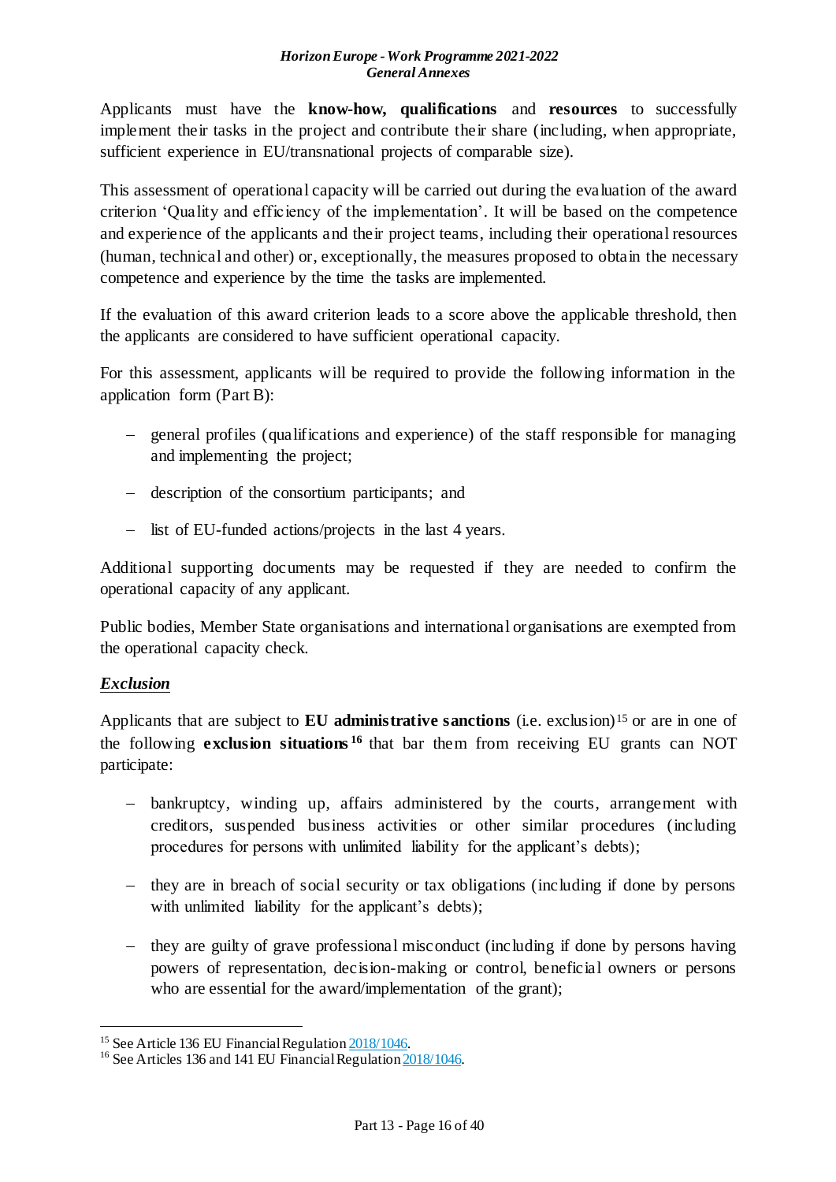Applicants must have the **know-how, qualifications** and **resources** to successfully implement their tasks in the project and contribute their share (including, when appropriate, sufficient experience in EU/transnational projects of comparable size).

This assessment of operational capacity will be carried out during the evaluation of the award criterion 'Quality and efficiency of the implementation'. It will be based on the competence and experience of the applicants and their project teams, including their operational resources (human, technical and other) or, exceptionally, the measures proposed to obtain the necessary competence and experience by the time the tasks are implemented.

If the evaluation of this award criterion leads to a score above the applicable threshold, then the applicants are considered to have sufficient operational capacity.

For this assessment, applicants will be required to provide the following information in the application form (Part B):

- general profiles (qualifications and experience) of the staff responsible for managing and implementing the project;
- description of the consortium participants; and
- list of EU-funded actions/projects in the last 4 years.

Additional supporting documents may be requested if they are needed to confirm the operational capacity of any applicant.

Public bodies, Member State organisations and international organisations are exempted from the operational capacity check.

***Exclusion***

Applicants that are subject to **EU administrative sanctions** (i.e. exclusion)[15] or are in one of the following **exclusion situations**[16] that bar them from receiving EU grants can NOT participate:

- bankruptcy, winding up, affairs administered by the courts, arrangement with creditors, suspended business activities or other similar procedures (including procedures for persons with unlimited liability for the applicant's debts);
- they are in breach of social security or tax obligations (including if done by persons with unlimited liability for the applicant's debts);
- they are guilty of grave professional misconduct (including if done by persons having powers of representation, decision-making or control, beneficial owners or persons who are essential for the award/implementation of the grant);

---

[15] See Article 136 EU Financial Regulation 2018/1046.

[16] See Articles 136 and 141 EU Financial Regulation 2018/1046.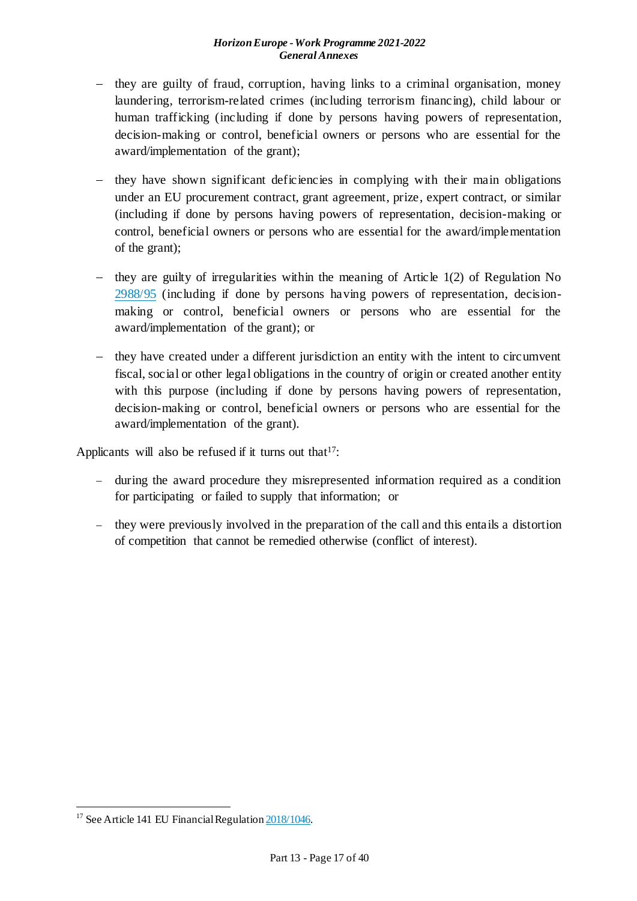- they are guilty of fraud, corruption, having links to a criminal organisation, money laundering, terrorism-related crimes (including terrorism financing), child labour or human trafficking (including if done by persons having powers of representation, decision-making or control, beneficial owners or persons who are essential for the award/implementation of the grant);

- they have shown significant deficiencies in complying with their main obligations under an EU procurement contract, grant agreement, prize, expert contract, or similar (including if done by persons having powers of representation, decision-making or control, beneficial owners or persons who are essential for the award/implementation of the grant);

- they are guilty of irregularities within the meaning of Article 1(2) of Regulation No 2988/95 (including if done by persons having powers of representation, decision-making or control, beneficial owners or persons who are essential for the award/implementation of the grant); or

- they have created under a different jurisdiction an entity with the intent to circumvent fiscal, social or other legal obligations in the country of origin or created another entity with this purpose (including if done by persons having powers of representation, decision-making or control, beneficial owners or persons who are essential for the award/implementation of the grant).

Applicants will also be refused if it turns out that[17]:

- during the award procedure they misrepresented information required as a condition for participating or failed to supply that information; or

- they were previously involved in the preparation of the call and this entails a distortion of competition that cannot be remedied otherwise (conflict of interest).

[17] See Article 141 EU Financial Regulation 2018/1046.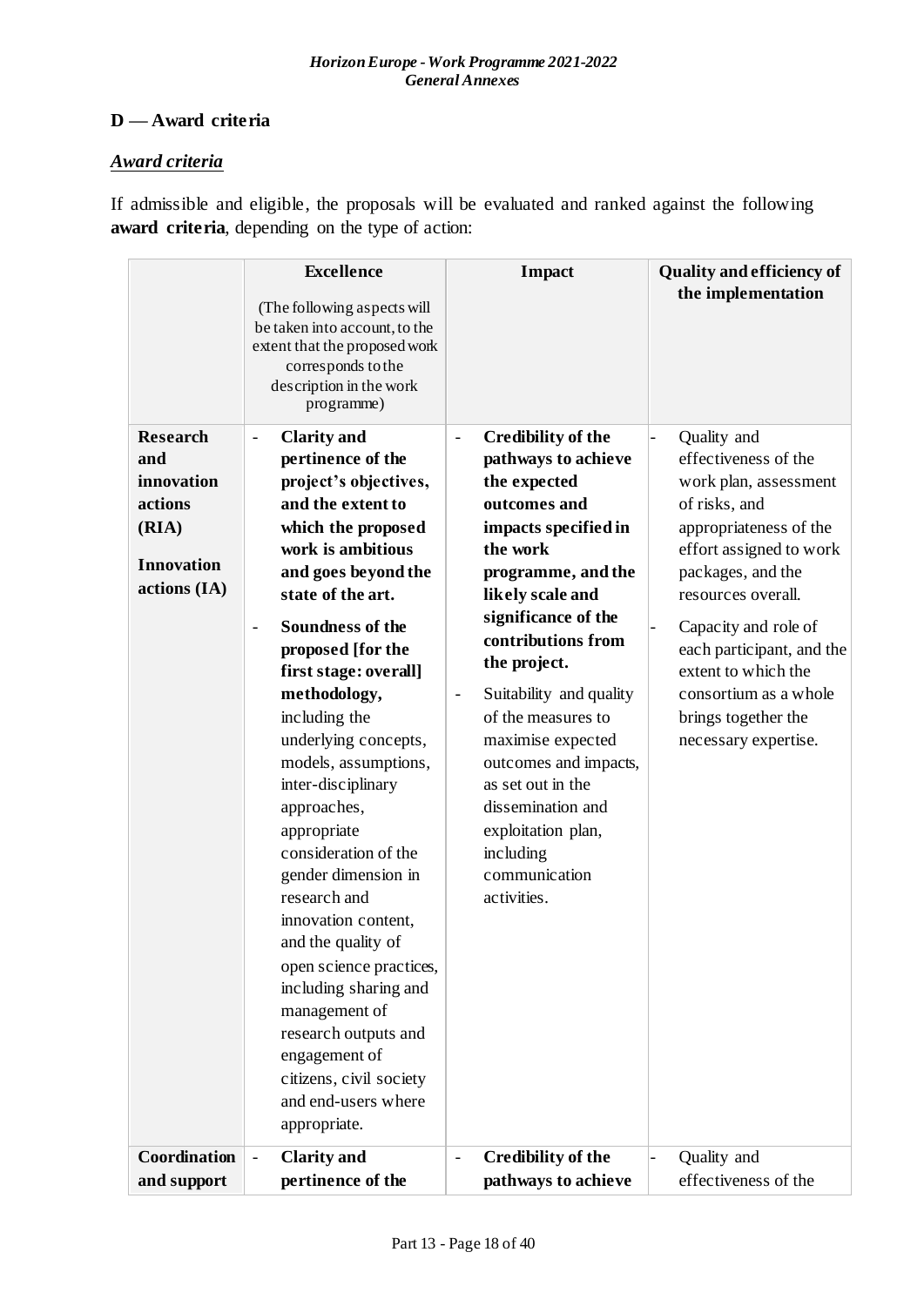## D — Award criteria

### *Award criteria*

If admissible and eligible, the proposals will be evaluated and ranked against the following **award criteria**, depending on the type of action:

| | **Excellence**<br>(The following aspects will be taken into account, to the extent that the proposed work corresponds to the description in the work programme) | **Impact** | **Quality and efficiency of the implementation** |
|---|---|---|---|
| **Research and innovation actions (RIA)**<br><br>**Innovation actions (IA)** | - **Clarity and pertinence of the project's objectives, and the extent to which the proposed work is ambitious and goes beyond the state of the art.**<br>- **Soundness of the proposed [for the first stage: overall] methodology,** including the underlying concepts, models, assumptions, inter-disciplinary approaches, appropriate consideration of the gender dimension in research and innovation content, and the quality of open science practices, including sharing and management of research outputs and engagement of citizens, civil society and end-users where appropriate. | - **Credibility of the pathways to achieve the expected outcomes and impacts specified in the work programme, and the likely scale and significance of the contributions from the project.**<br>- Suitability and quality of the measures to maximise expected outcomes and impacts, as set out in the dissemination and exploitation plan, including communication activities. | - Quality and effectiveness of the work plan, assessment of risks, and appropriateness of the effort assigned to work packages, and the resources overall.<br>- Capacity and role of each participant, and the extent to which the consortium as a whole brings together the necessary expertise. |
| **Coordination and support** | - **Clarity and pertinence of the** | - **Credibility of the pathways to achieve** | - Quality and effectiveness of the |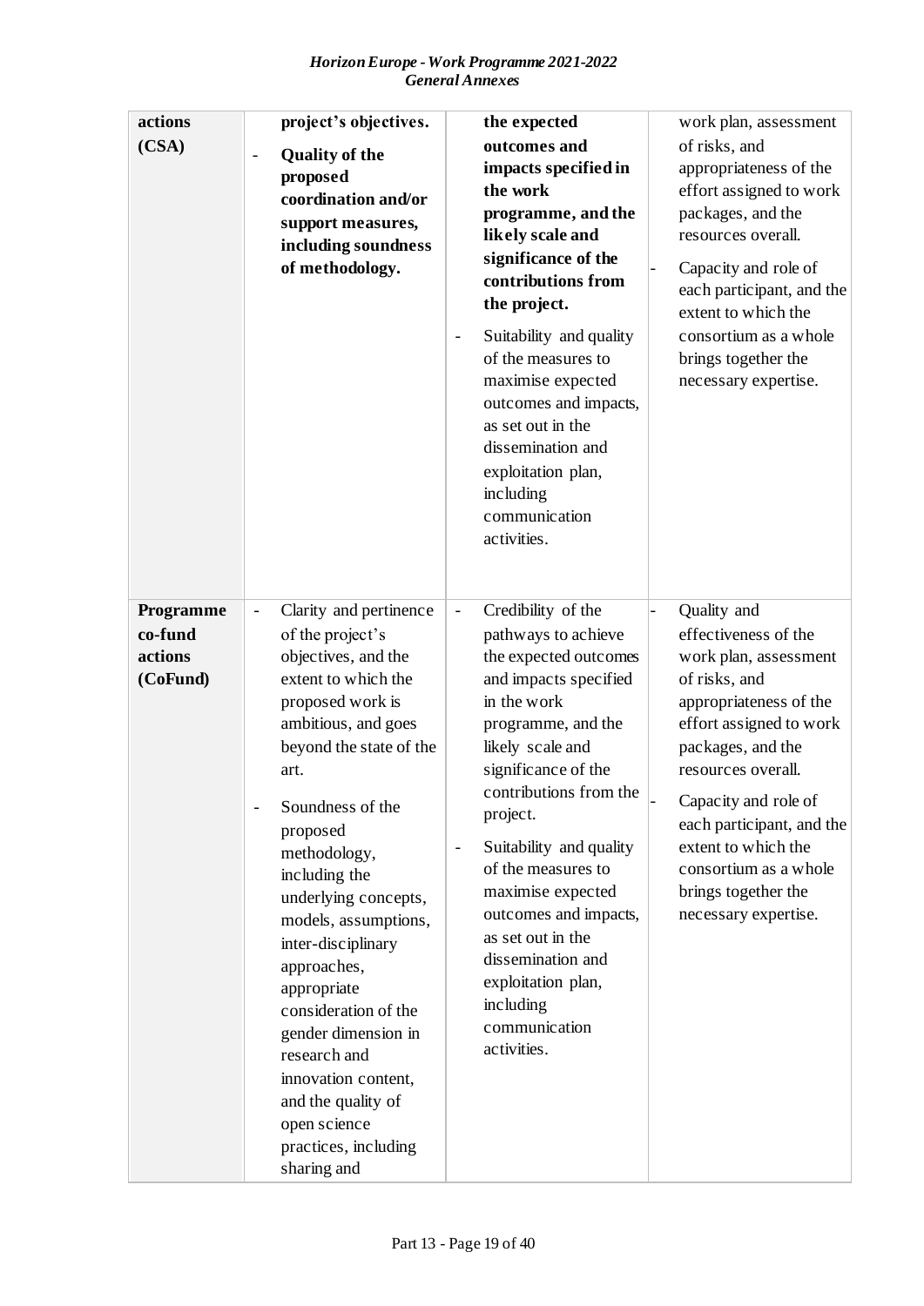| | | | |
|---|---|---|---|
| **actions (CSA)** | **project's objectives.**<br>- **Quality of the proposed coordination and/or support measures, including soundness of methodology.** | **the expected outcomes and impacts specified in the work programme, and the likely scale and significance of the contributions from the project.**<br>- Suitability and quality of the measures to maximise expected outcomes and impacts, as set out in the dissemination and exploitation plan, including communication activities. | work plan, assessment of risks, and appropriateness of the effort assigned to work packages, and the resources overall.<br>- Capacity and role of each participant, and the extent to which the consortium as a whole brings together the necessary expertise. |
| **Programme co-fund actions (CoFund)** | - Clarity and pertinence of the project's objectives, and the extent to which the proposed work is ambitious, and goes beyond the state of the art.<br>- Soundness of the proposed methodology, including the underlying concepts, models, assumptions, inter-disciplinary approaches, appropriate consideration of the gender dimension in research and innovation content, and the quality of open science practices, including sharing and | - Credibility of the pathways to achieve the expected outcomes and impacts specified in the work programme, and the likely scale and significance of the contributions from the project.<br>- Suitability and quality of the measures to maximise expected outcomes and impacts, as set out in the dissemination and exploitation plan, including communication activities. | - Quality and effectiveness of the work plan, assessment of risks, and appropriateness of the effort assigned to work packages, and the resources overall.<br>- Capacity and role of each participant, and the extent to which the consortium as a whole brings together the necessary expertise. |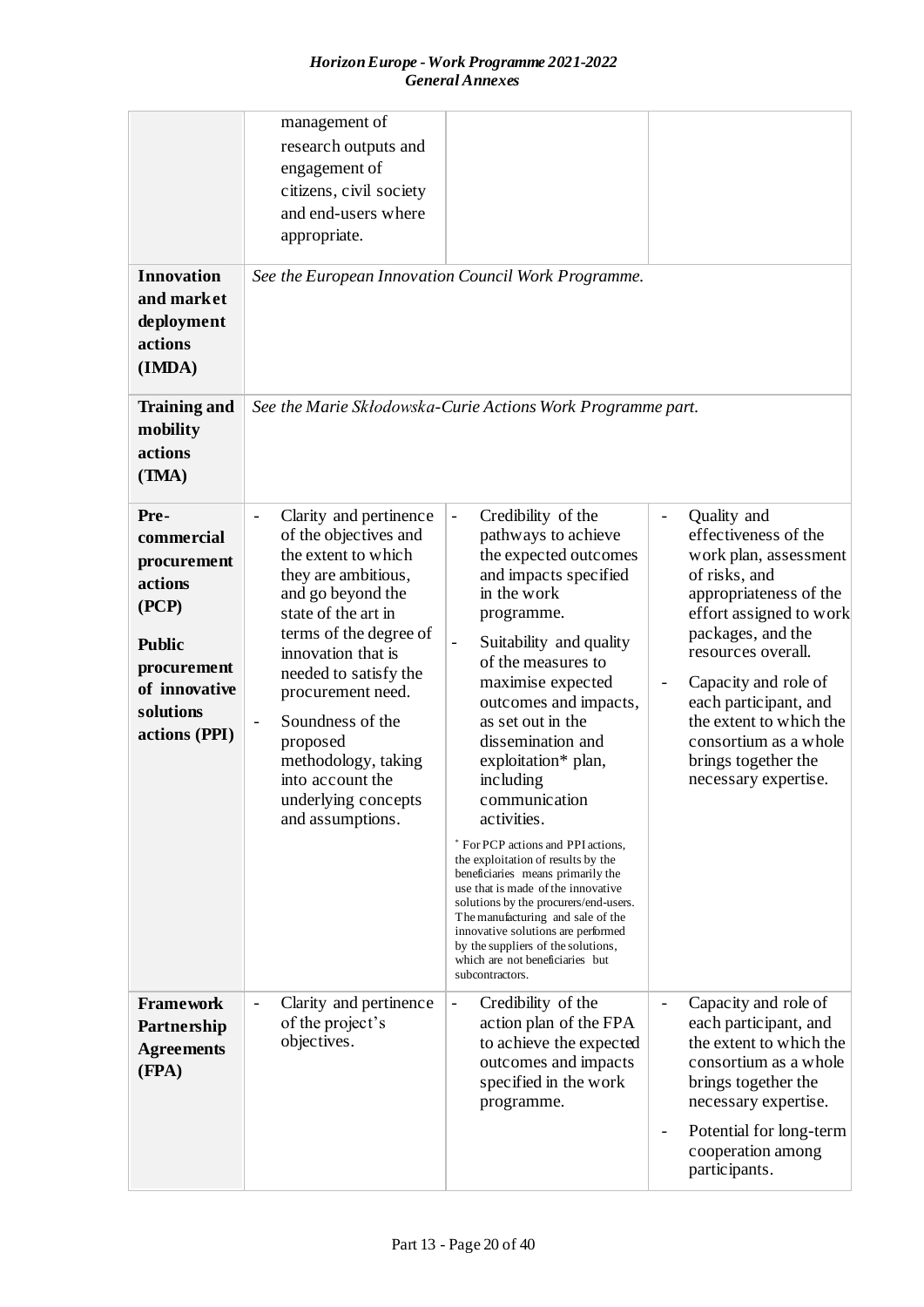| | | | |
|---|---|---|---|
| | management of research outputs and engagement of citizens, civil society and end-users where appropriate. | | |
| **Innovation and market deployment actions (IMDA)** | *See the European Innovation Council Work Programme.* | | |
| **Training and mobility actions (TMA)** | *See the Marie Skłodowska-Curie Actions Work Programme part.* | | |
| **Pre-commercial procurement actions (PCP)**<br><br>**Public procurement of innovative solutions actions (PPI)** | - Clarity and pertinence of the objectives and the extent to which they are ambitious, and go beyond the state of the art in terms of the degree of innovation that is needed to satisfy the procurement need.<br>- Soundness of the proposed methodology, taking into account the underlying concepts and assumptions. | - Credibility of the pathways to achieve the expected outcomes and impacts specified in the work programme.<br>- Suitability and quality of the measures to maximise expected outcomes and impacts, as set out in the dissemination and exploitation* plan, including communication activities.<br><br>* For PCP actions and PPI actions, the exploitation of results by the beneficiaries means primarily the use that is made of the innovative solutions by the procurers/end-users. The manufacturing and sale of the innovative solutions are performed by the suppliers of the solutions, which are not beneficiaries but subcontractors. | - Quality and effectiveness of the work plan, assessment of risks, and appropriateness of the effort assigned to work packages, and the resources overall.<br>- Capacity and role of each participant, and the extent to which the consortium as a whole brings together the necessary expertise. |
| **Framework Partnership Agreements (FPA)** | - Clarity and pertinence of the project's objectives. | - Credibility of the action plan of the FPA to achieve the expected outcomes and impacts specified in the work programme. | - Capacity and role of each participant, and the extent to which the consortium as a whole brings together the necessary expertise.<br>- Potential for long-term cooperation among participants. |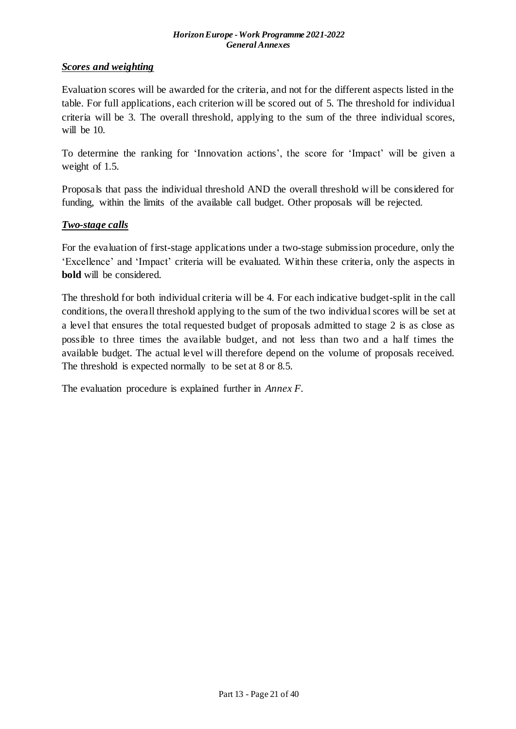### *Scores and weighting*

Evaluation scores will be awarded for the criteria, and not for the different aspects listed in the table. For full applications, each criterion will be scored out of 5. The threshold for individual criteria will be 3. The overall threshold, applying to the sum of the three individual scores, will be 10.

To determine the ranking for 'Innovation actions', the score for 'Impact' will be given a weight of 1.5.

Proposals that pass the individual threshold AND the overall threshold will be considered for funding, within the limits of the available call budget. Other proposals will be rejected.

### *Two-stage calls*

For the evaluation of first-stage applications under a two-stage submission procedure, only the 'Excellence' and 'Impact' criteria will be evaluated. Within these criteria, only the aspects in **bold** will be considered.

The threshold for both individual criteria will be 4. For each indicative budget-split in the call conditions, the overall threshold applying to the sum of the two individual scores will be set at a level that ensures the total requested budget of proposals admitted to stage 2 is as close as possible to three times the available budget, and not less than two and a half times the available budget. The actual level will therefore depend on the volume of proposals received. The threshold is expected normally to be set at 8 or 8.5.

The evaluation procedure is explained further in *Annex F*.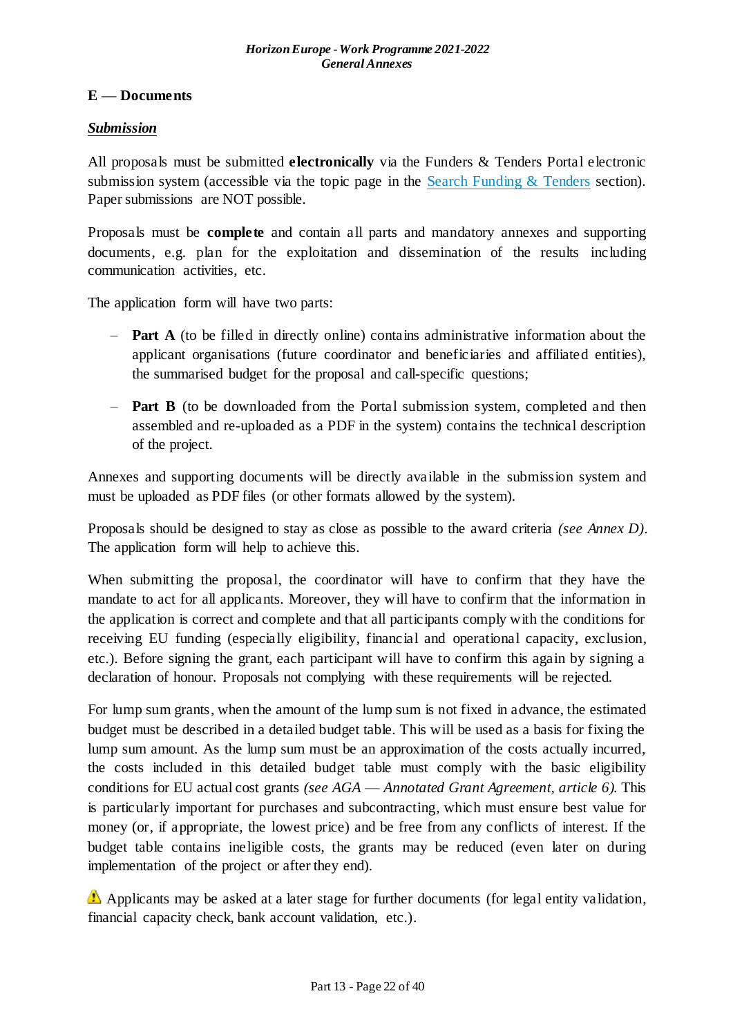## E — Documents

***Submission***

All proposals must be submitted **electronically** via the Funders & Tenders Portal electronic submission system (accessible via the topic page in the [Search Funding & Tenders]() section). Paper submissions are NOT possible.

Proposals must be **complete** and contain all parts and mandatory annexes and supporting documents, e.g. plan for the exploitation and dissemination of the results including communication activities, etc.

The application form will have two parts:

- **Part A** (to be filled in directly online) contains administrative information about the applicant organisations (future coordinator and beneficiaries and affiliated entities), the summarised budget for the proposal and call-specific questions;
- **Part B** (to be downloaded from the Portal submission system, completed and then assembled and re-uploaded as a PDF in the system) contains the technical description of the project.

Annexes and supporting documents will be directly available in the submission system and must be uploaded as PDF files (or other formats allowed by the system).

Proposals should be designed to stay as close as possible to the award criteria *(see Annex D)*. The application form will help to achieve this.

When submitting the proposal, the coordinator will have to confirm that they have the mandate to act for all applicants. Moreover, they will have to confirm that the information in the application is correct and complete and that all participants comply with the conditions for receiving EU funding (especially eligibility, financial and operational capacity, exclusion, etc.). Before signing the grant, each participant will have to confirm this again by signing a declaration of honour. Proposals not complying with these requirements will be rejected.

For lump sum grants, when the amount of the lump sum is not fixed in advance, the estimated budget must be described in a detailed budget table. This will be used as a basis for fixing the lump sum amount. As the lump sum must be an approximation of the costs actually incurred, the costs included in this detailed budget table must comply with the basic eligibility conditions for EU actual cost grants *(see AGA — Annotated Grant Agreement, article 6)*. This is particularly important for purchases and subcontracting, which must ensure best value for money (or, if appropriate, the lowest price) and be free from any conflicts of interest. If the budget table contains ineligible costs, the grants may be reduced (even later on during implementation of the project or after they end).

⚠ Applicants may be asked at a later stage for further documents (for legal entity validation, financial capacity check, bank account validation, etc.).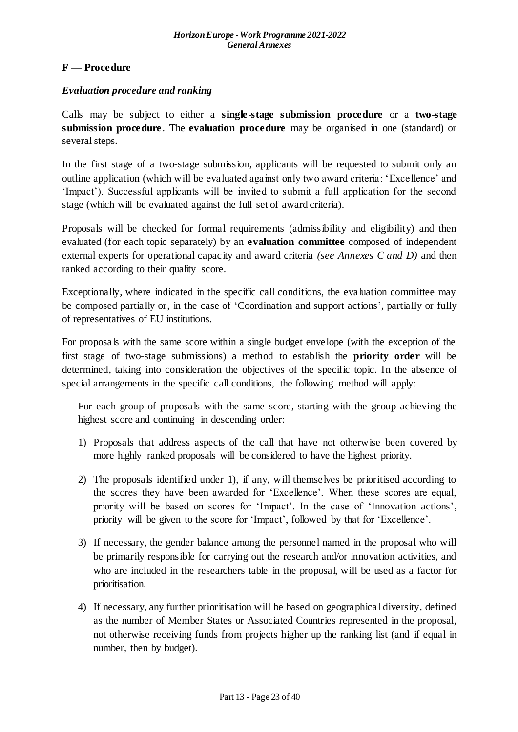## F — Procedure

### *Evaluation procedure and ranking*

Calls may be subject to either a **single-stage submission procedure** or a **two-stage submission procedure**. The **evaluation procedure** may be organised in one (standard) or several steps.

In the first stage of a two-stage submission, applicants will be requested to submit only an outline application (which will be evaluated against only two award criteria: 'Excellence' and 'Impact'). Successful applicants will be invited to submit a full application for the second stage (which will be evaluated against the full set of award criteria).

Proposals will be checked for formal requirements (admissibility and eligibility) and then evaluated (for each topic separately) by an **evaluation committee** composed of independent external experts for operational capacity and award criteria *(see Annexes C and D)* and then ranked according to their quality score.

Exceptionally, where indicated in the specific call conditions, the evaluation committee may be composed partially or, in the case of 'Coordination and support actions', partially or fully of representatives of EU institutions.

For proposals with the same score within a single budget envelope (with the exception of the first stage of two-stage submissions) a method to establish the **priority order** will be determined, taking into consideration the objectives of the specific topic. In the absence of special arrangements in the specific call conditions, the following method will apply:

For each group of proposals with the same score, starting with the group achieving the highest score and continuing in descending order:

1) Proposals that address aspects of the call that have not otherwise been covered by more highly ranked proposals will be considered to have the highest priority.

2) The proposals identified under 1), if any, will themselves be prioritised according to the scores they have been awarded for 'Excellence'. When these scores are equal, priority will be based on scores for 'Impact'. In the case of 'Innovation actions', priority will be given to the score for 'Impact', followed by that for 'Excellence'.

3) If necessary, the gender balance among the personnel named in the proposal who will be primarily responsible for carrying out the research and/or innovation activities, and who are included in the researchers table in the proposal, will be used as a factor for prioritisation.

4) If necessary, any further prioritisation will be based on geographical diversity, defined as the number of Member States or Associated Countries represented in the proposal, not otherwise receiving funds from projects higher up the ranking list (and if equal in number, then by budget).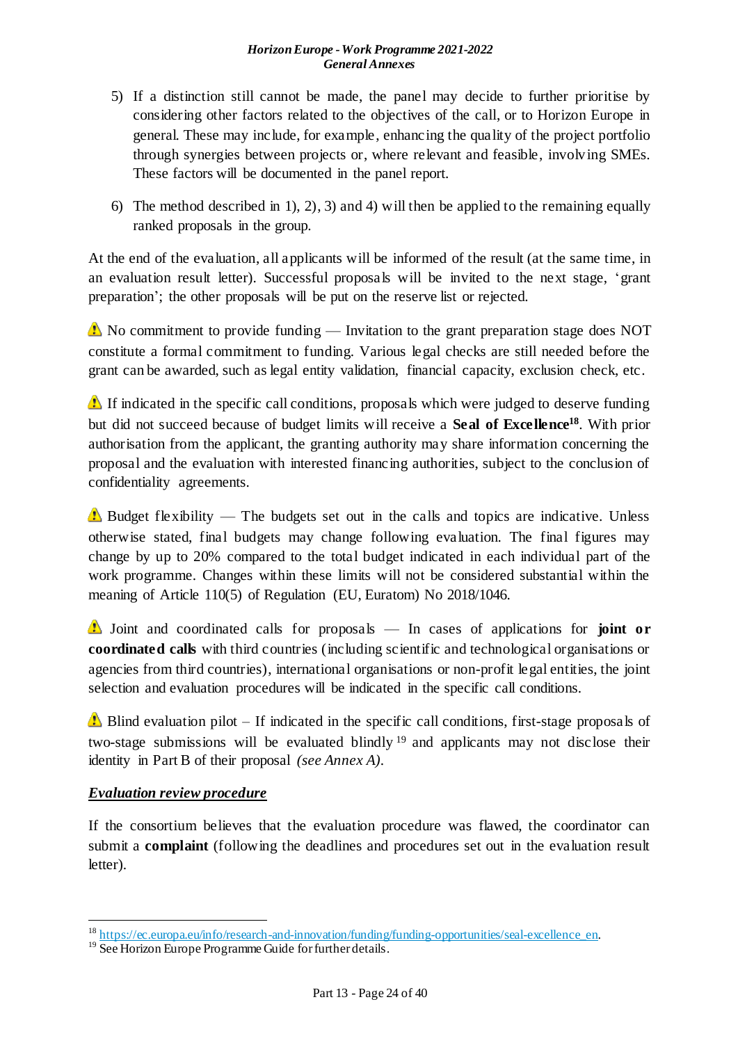5) If a distinction still cannot be made, the panel may decide to further prioritise by considering other factors related to the objectives of the call, or to Horizon Europe in general. These may include, for example, enhancing the quality of the project portfolio through synergies between projects or, where relevant and feasible, involving SMEs. These factors will be documented in the panel report.

6) The method described in 1), 2), 3) and 4) will then be applied to the remaining equally ranked proposals in the group.

At the end of the evaluation, all applicants will be informed of the result (at the same time, in an evaluation result letter). Successful proposals will be invited to the next stage, 'grant preparation'; the other proposals will be put on the reserve list or rejected.

⚠ No commitment to provide funding — Invitation to the grant preparation stage does NOT constitute a formal commitment to funding. Various legal checks are still needed before the grant can be awarded, such as legal entity validation, financial capacity, exclusion check, etc.

⚠ If indicated in the specific call conditions, proposals which were judged to deserve funding but did not succeed because of budget limits will receive a **Seal of Excellence**[18]. With prior authorisation from the applicant, the granting authority may share information concerning the proposal and the evaluation with interested financing authorities, subject to the conclusion of confidentiality agreements.

⚠ Budget flexibility — The budgets set out in the calls and topics are indicative. Unless otherwise stated, final budgets may change following evaluation. The final figures may change by up to 20% compared to the total budget indicated in each individual part of the work programme. Changes within these limits will not be considered substantial within the meaning of Article 110(5) of Regulation (EU, Euratom) No 2018/1046.

⚠ Joint and coordinated calls for proposals — In cases of applications for **joint or coordinated calls** with third countries (including scientific and technological organisations or agencies from third countries), international organisations or non-profit legal entities, the joint selection and evaluation procedures will be indicated in the specific call conditions.

⚠ Blind evaluation pilot – If indicated in the specific call conditions, first-stage proposals of two-stage submissions will be evaluated blindly[19] and applicants may not disclose their identity in Part B of their proposal *(see Annex A)*.

***Evaluation review procedure***

If the consortium believes that the evaluation procedure was flawed, the coordinator can submit a **complaint** (following the deadlines and procedures set out in the evaluation result letter).

---

[18] https://ec.europa.eu/info/research-and-innovation/funding/funding-opportunities/seal-excellence_en.

[19] See Horizon Europe Programme Guide for further details.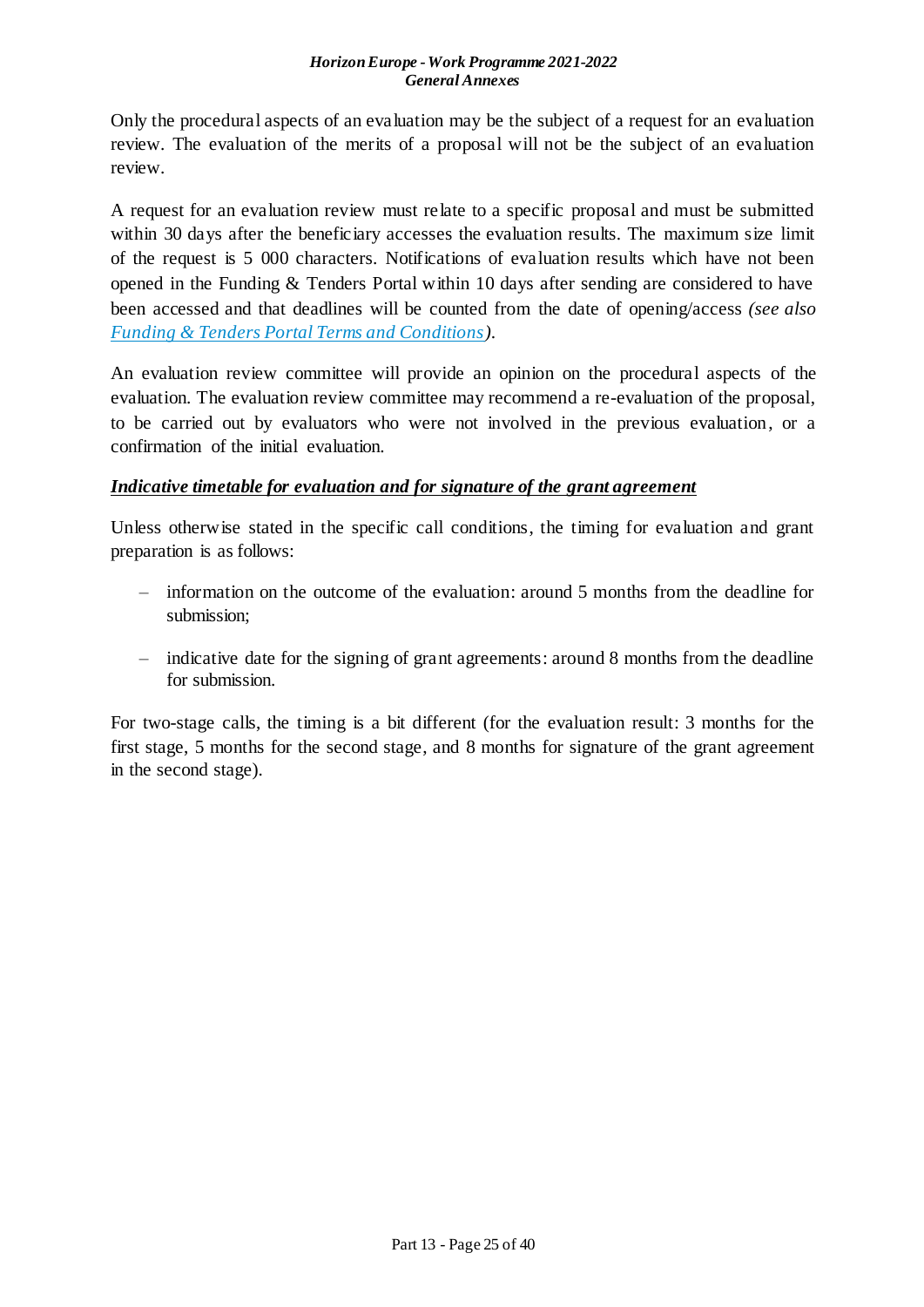Only the procedural aspects of an evaluation may be the subject of a request for an evaluation review. The evaluation of the merits of a proposal will not be the subject of an evaluation review.

A request for an evaluation review must relate to a specific proposal and must be submitted within 30 days after the beneficiary accesses the evaluation results. The maximum size limit of the request is 5 000 characters. Notifications of evaluation results which have not been opened in the Funding & Tenders Portal within 10 days after sending are considered to have been accessed and that deadlines will be counted from the date of opening/access *(see also [Funding & Tenders Portal Terms and Conditions])*.

An evaluation review committee will provide an opinion on the procedural aspects of the evaluation. The evaluation review committee may recommend a re-evaluation of the proposal, to be carried out by evaluators who were not involved in the previous evaluation, or a confirmation of the initial evaluation.

***Indicative timetable for evaluation and for signature of the grant agreement***

Unless otherwise stated in the specific call conditions, the timing for evaluation and grant preparation is as follows:

- information on the outcome of the evaluation: around 5 months from the deadline for submission;
- indicative date for the signing of grant agreements: around 8 months from the deadline for submission.

For two-stage calls, the timing is a bit different (for the evaluation result: 3 months for the first stage, 5 months for the second stage, and 8 months for signature of the grant agreement in the second stage).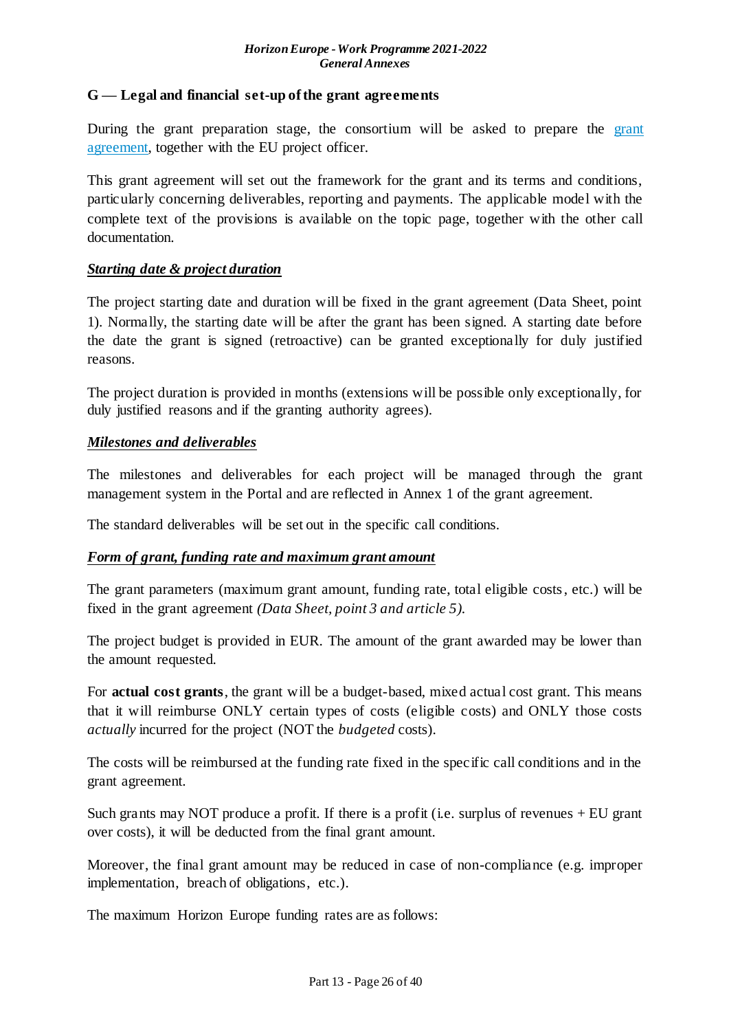## G — Legal and financial set-up of the grant agreements

During the grant preparation stage, the consortium will be asked to prepare the grant agreement, together with the EU project officer.

This grant agreement will set out the framework for the grant and its terms and conditions, particularly concerning deliverables, reporting and payments. The applicable model with the complete text of the provisions is available on the topic page, together with the other call documentation.

***Starting date & project duration***

The project starting date and duration will be fixed in the grant agreement (Data Sheet, point 1). Normally, the starting date will be after the grant has been signed. A starting date before the date the grant is signed (retroactive) can be granted exceptionally for duly justified reasons.

The project duration is provided in months (extensions will be possible only exceptionally, for duly justified reasons and if the granting authority agrees).

***Milestones and deliverables***

The milestones and deliverables for each project will be managed through the grant management system in the Portal and are reflected in Annex 1 of the grant agreement.

The standard deliverables will be set out in the specific call conditions.

***Form of grant, funding rate and maximum grant amount***

The grant parameters (maximum grant amount, funding rate, total eligible costs, etc.) will be fixed in the grant agreement *(Data Sheet, point 3 and article 5).*

The project budget is provided in EUR. The amount of the grant awarded may be lower than the amount requested.

For **actual cost grants**, the grant will be a budget-based, mixed actual cost grant. This means that it will reimburse ONLY certain types of costs (eligible costs) and ONLY those costs *actually* incurred for the project (NOT the *budgeted* costs).

The costs will be reimbursed at the funding rate fixed in the specific call conditions and in the grant agreement.

Such grants may NOT produce a profit. If there is a profit (i.e. surplus of revenues + EU grant over costs), it will be deducted from the final grant amount.

Moreover, the final grant amount may be reduced in case of non-compliance (e.g. improper implementation, breach of obligations, etc.).

The maximum Horizon Europe funding rates are as follows: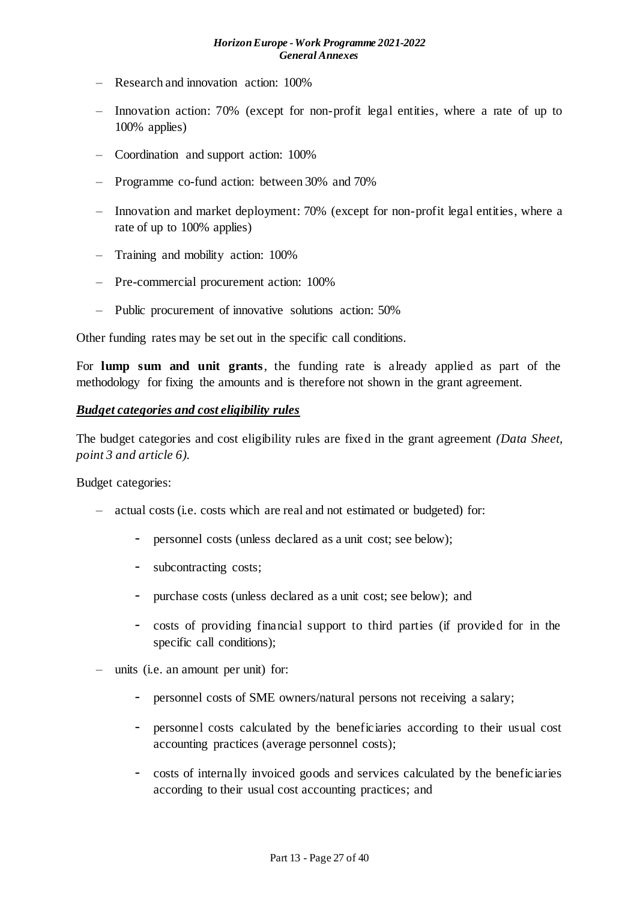- Research and innovation action: 100%
- Innovation action: 70% (except for non-profit legal entities, where a rate of up to 100% applies)
- Coordination and support action: 100%
- Programme co-fund action: between 30% and 70%
- Innovation and market deployment: 70% (except for non-profit legal entities, where a rate of up to 100% applies)
- Training and mobility action: 100%
- Pre-commercial procurement action: 100%
- Public procurement of innovative solutions action: 50%

Other funding rates may be set out in the specific call conditions.

For **lump sum and unit grants**, the funding rate is already applied as part of the methodology for fixing the amounts and is therefore not shown in the grant agreement.

***Budget categories and cost eligibility rules***

The budget categories and cost eligibility rules are fixed in the grant agreement *(Data Sheet, point 3 and article 6).*

Budget categories:

- actual costs (i.e. costs which are real and not estimated or budgeted) for:
  - personnel costs (unless declared as a unit cost; see below);
  - subcontracting costs;
  - purchase costs (unless declared as a unit cost; see below); and
  - costs of providing financial support to third parties (if provided for in the specific call conditions);
- units (i.e. an amount per unit) for:
  - personnel costs of SME owners/natural persons not receiving a salary;
  - personnel costs calculated by the beneficiaries according to their usual cost accounting practices (average personnel costs);
  - costs of internally invoiced goods and services calculated by the beneficiaries according to their usual cost accounting practices; and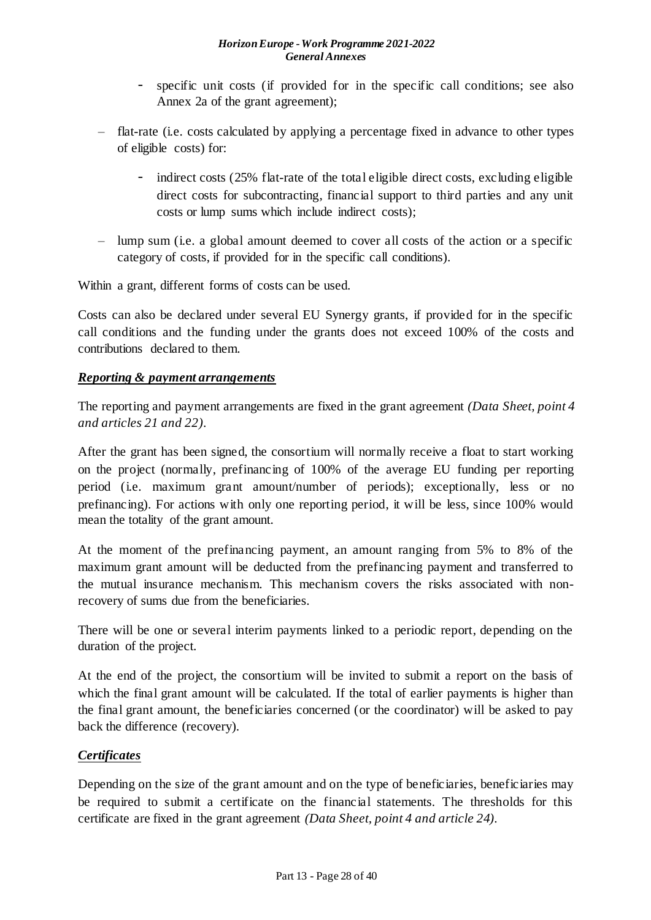- specific unit costs (if provided for in the specific call conditions; see also Annex 2a of the grant agreement);

- flat-rate (i.e. costs calculated by applying a percentage fixed in advance to other types of eligible costs) for:
  - indirect costs (25% flat-rate of the total eligible direct costs, excluding eligible direct costs for subcontracting, financial support to third parties and any unit costs or lump sums which include indirect costs);

- lump sum (i.e. a global amount deemed to cover all costs of the action or a specific category of costs, if provided for in the specific call conditions).

Within a grant, different forms of costs can be used.

Costs can also be declared under several EU Synergy grants, if provided for in the specific call conditions and the funding under the grants does not exceed 100% of the costs and contributions declared to them.

***Reporting & payment arrangements***

The reporting and payment arrangements are fixed in the grant agreement *(Data Sheet, point 4 and articles 21 and 22)*.

After the grant has been signed, the consortium will normally receive a float to start working on the project (normally, prefinancing of 100% of the average EU funding per reporting period (i.e. maximum grant amount/number of periods); exceptionally, less or no prefinancing). For actions with only one reporting period, it will be less, since 100% would mean the totality of the grant amount.

At the moment of the prefinancing payment, an amount ranging from 5% to 8% of the maximum grant amount will be deducted from the prefinancing payment and transferred to the mutual insurance mechanism. This mechanism covers the risks associated with non-recovery of sums due from the beneficiaries.

There will be one or several interim payments linked to a periodic report, depending on the duration of the project.

At the end of the project, the consortium will be invited to submit a report on the basis of which the final grant amount will be calculated. If the total of earlier payments is higher than the final grant amount, the beneficiaries concerned (or the coordinator) will be asked to pay back the difference (recovery).

***Certificates***

Depending on the size of the grant amount and on the type of beneficiaries, beneficiaries may be required to submit a certificate on the financial statements. The thresholds for this certificate are fixed in the grant agreement *(Data Sheet, point 4 and article 24)*.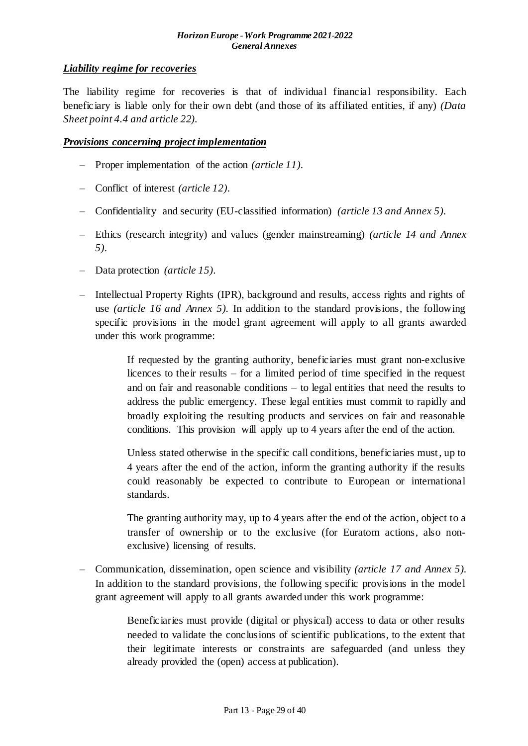***Liability regime for recoveries***

The liability regime for recoveries is that of individual financial responsibility. Each beneficiary is liable only for their own debt (and those of its affiliated entities, if any) *(Data Sheet point 4.4 and article 22).*

***Provisions concerning project implementation***

- Proper implementation of the action *(article 11).*
- Conflict of interest *(article 12).*
- Confidentiality and security (EU-classified information) *(article 13 and Annex 5).*
- Ethics (research integrity) and values (gender mainstreaming) *(article 14 and Annex 5).*
- Data protection *(article 15).*
- Intellectual Property Rights (IPR), background and results, access rights and rights of use *(article 16 and Annex 5).* In addition to the standard provisions, the following specific provisions in the model grant agreement will apply to all grants awarded under this work programme:

  > If requested by the granting authority, beneficiaries must grant non-exclusive licences to their results – for a limited period of time specified in the request and on fair and reasonable conditions – to legal entities that need the results to address the public emergency. These legal entities must commit to rapidly and broadly exploiting the resulting products and services on fair and reasonable conditions. This provision will apply up to 4 years after the end of the action.
  >
  > Unless stated otherwise in the specific call conditions, beneficiaries must, up to 4 years after the end of the action, inform the granting authority if the results could reasonably be expected to contribute to European or international standards.
  >
  > The granting authority may, up to 4 years after the end of the action, object to a transfer of ownership or to the exclusive (for Euratom actions, also non-exclusive) licensing of results.

- Communication, dissemination, open science and visibility *(article 17 and Annex 5).* In addition to the standard provisions, the following specific provisions in the model grant agreement will apply to all grants awarded under this work programme:

  > Beneficiaries must provide (digital or physical) access to data or other results needed to validate the conclusions of scientific publications, to the extent that their legitimate interests or constraints are safeguarded (and unless they already provided the (open) access at publication).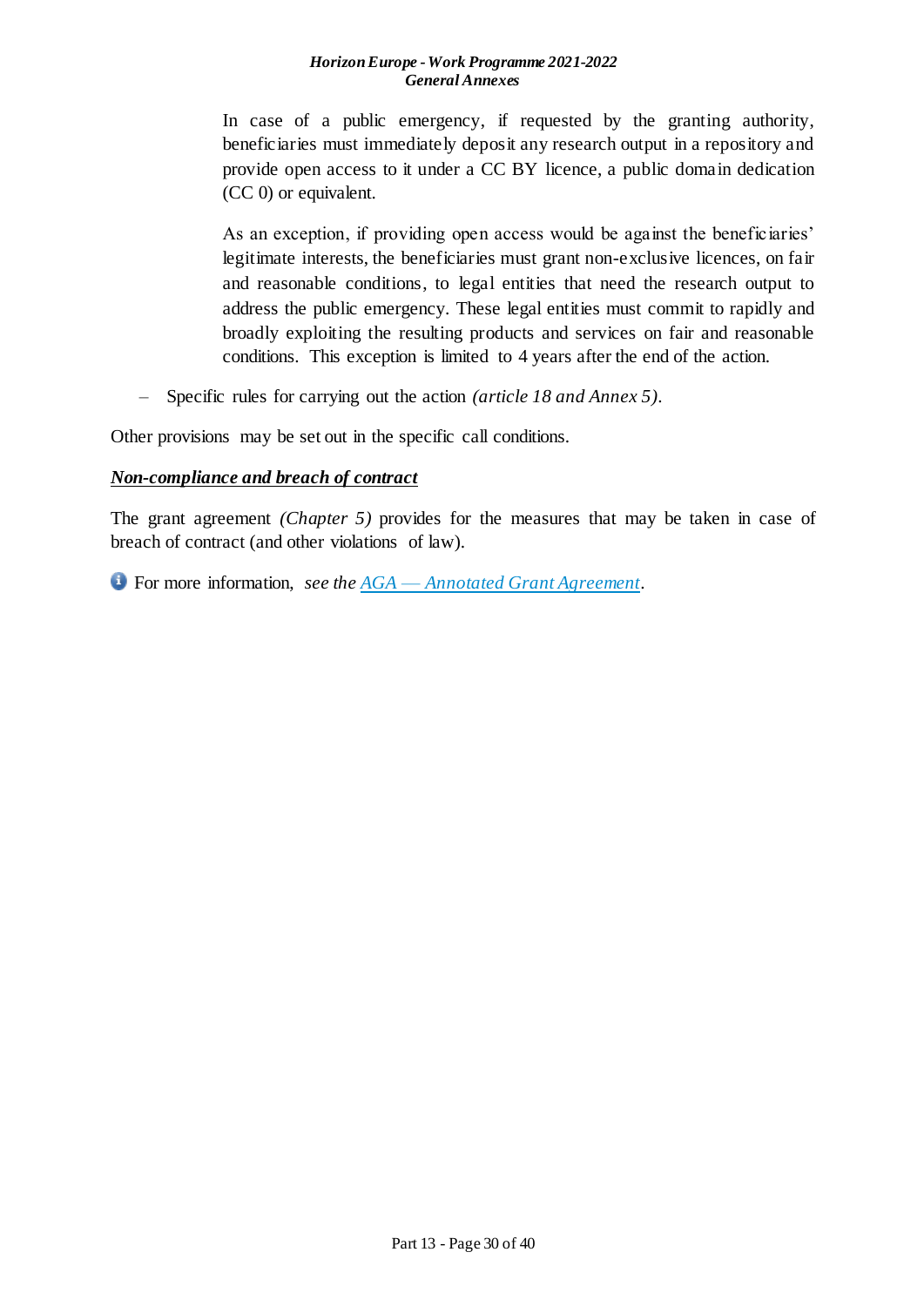In case of a public emergency, if requested by the granting authority, beneficiaries must immediately deposit any research output in a repository and provide open access to it under a CC BY licence, a public domain dedication (CC 0) or equivalent.

As an exception, if providing open access would be against the beneficiaries' legitimate interests, the beneficiaries must grant non-exclusive licences, on fair and reasonable conditions, to legal entities that need the research output to address the public emergency. These legal entities must commit to rapidly and broadly exploiting the resulting products and services on fair and reasonable conditions. This exception is limited to 4 years after the end of the action.

– Specific rules for carrying out the action *(article 18 and Annex 5)*.

Other provisions may be set out in the specific call conditions.

***Non-compliance and breach of contract***

The grant agreement *(Chapter 5)* provides for the measures that may be taken in case of breach of contract (and other violations of law).

For more information, *see the AGA — Annotated Grant Agreement*.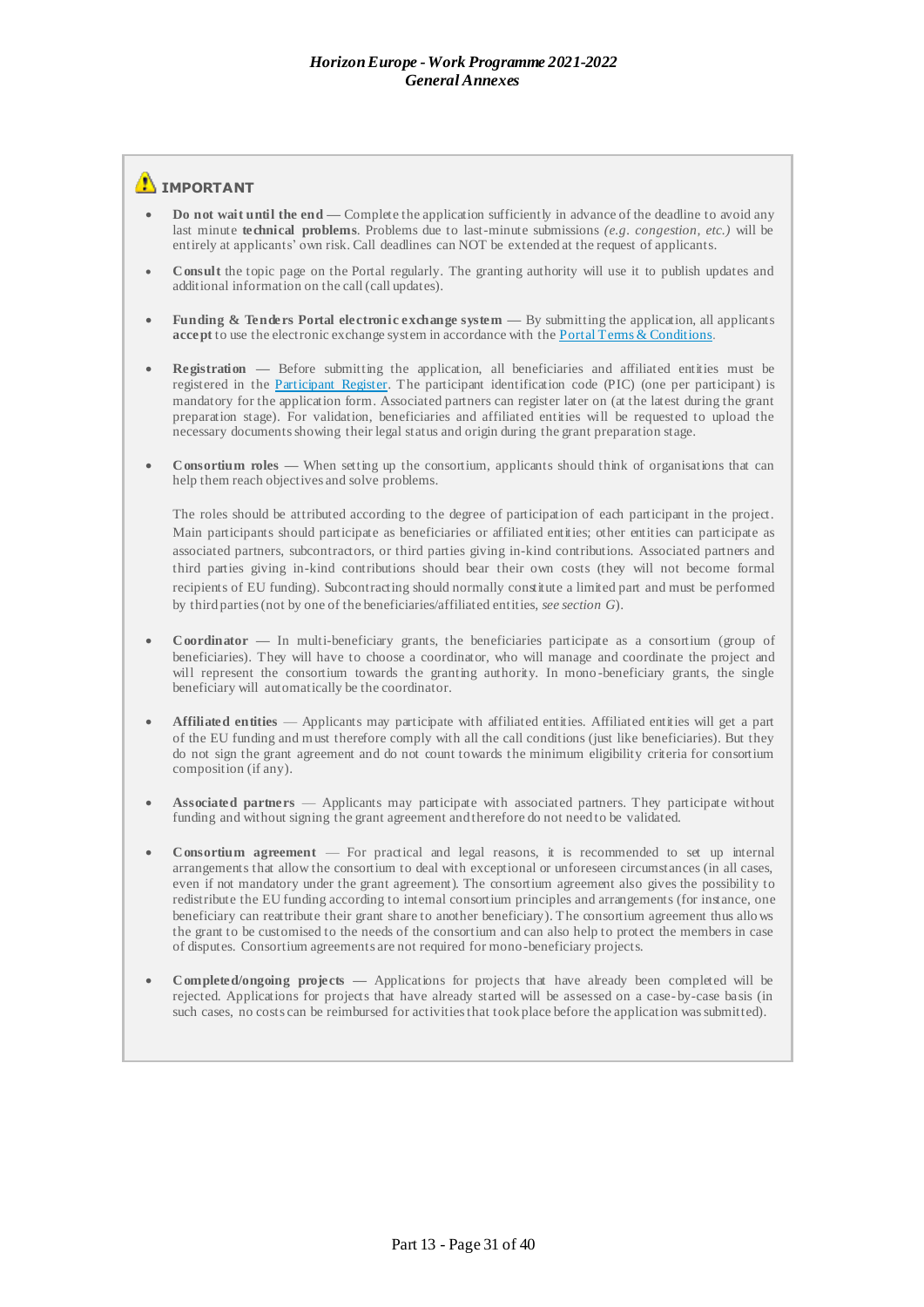**IMPORTANT**

- **Do not wait until the end** — Complete the application sufficiently in advance of the deadline to avoid any last minute **technical problems**. Problems due to last-minute submissions *(e.g. congestion, etc.)* will be entirely at applicants' own risk. Call deadlines can NOT be extended at the request of applicants.

- **Consult** the topic page on the Portal regularly. The granting authority will use it to publish updates and additional information on the call (call updates).

- **Funding & Tenders Portal electronic exchange system** — By submitting the application, all applicants **accept** to use the electronic exchange system in accordance with the [Portal Terms & Conditions](#).

- **Registration** — Before submitting the application, all beneficiaries and affiliated entities must be registered in the [Participant Register](#). The participant identification code (PIC) (one per participant) is mandatory for the application form. Associated partners can register later on (at the latest during the grant preparation stage). For validation, beneficiaries and affiliated entities will be requested to upload the necessary documents showing their legal status and origin during the grant preparation stage.

- **Consortium roles** — When setting up the consortium, applicants should think of organisations that can help them reach objectives and solve problems.

  The roles should be attributed according to the degree of participation of each participant in the project. Main participants should participate as beneficiaries or affiliated entities; other entities can participate as associated partners, subcontractors, or third parties giving in-kind contributions. Associated partners and third parties giving in-kind contributions should bear their own costs (they will not become formal recipients of EU funding). Subcontracting should normally constitute a limited part and must be performed by third parties (not by one of the beneficiaries/affiliated entities, *see section G*).

- **Coordinator** — In multi-beneficiary grants, the beneficiaries participate as a consortium (group of beneficiaries). They will have to choose a coordinator, who will manage and coordinate the project and will represent the consortium towards the granting authority. In mono-beneficiary grants, the single beneficiary will automatically be the coordinator.

- **Affiliated entities** — Applicants may participate with affiliated entities. Affiliated entities will get a part of the EU funding and must therefore comply with all the call conditions (just like beneficiaries). But they do not sign the grant agreement and do not count towards the minimum eligibility criteria for consortium composition (if any).

- **Associated partners** — Applicants may participate with associated partners. They participate without funding and without signing the grant agreement and therefore do not need to be validated.

- **Consortium agreement** — For practical and legal reasons, it is recommended to set up internal arrangements that allow the consortium to deal with exceptional or unforeseen circumstances (in all cases, even if not mandatory under the grant agreement). The consortium agreement also gives the possibility to redistribute the EU funding according to internal consortium principles and arrangements (for instance, one beneficiary can reattribute their grant share to another beneficiary). The consortium agreement thus allows the grant to be customised to the needs of the consortium and can also help to protect the members in case of disputes. Consortium agreements are not required for mono-beneficiary projects.

- **Completed/ongoing projects** — Applications for projects that have already been completed will be rejected. Applications for projects that have already started will be assessed on a case-by-case basis (in such cases, no costs can be reimbursed for activities that took place before the application was submitted).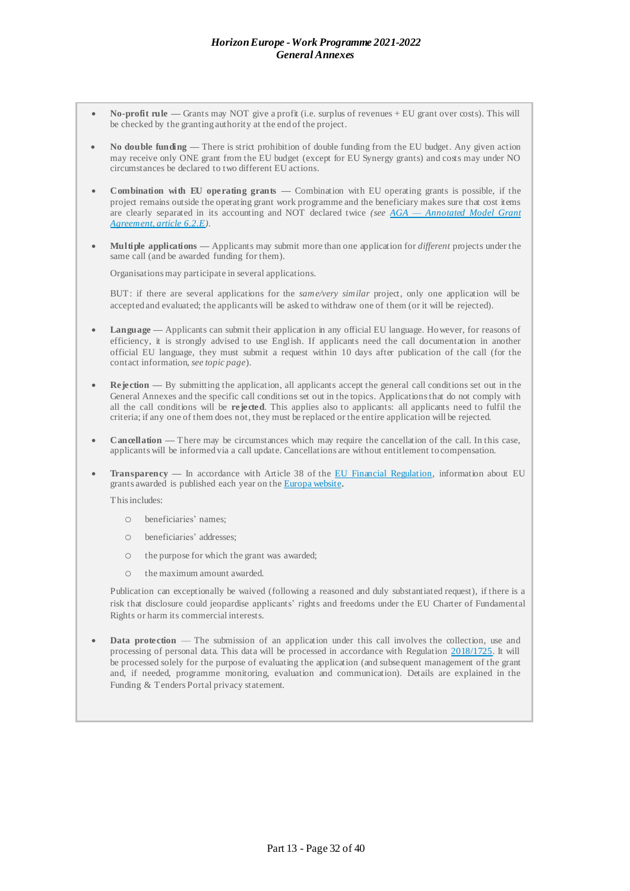- **No-profit rule** — Grants may NOT give a profit (i.e. surplus of revenues + EU grant over costs). This will be checked by the granting authority at the end of the project.

- **No double funding** — There is strict prohibition of double funding from the EU budget. Any given action may receive only ONE grant from the EU budget (except for EU Synergy grants) and costs may under NO circumstances be declared to two different EU actions.

- **Combination with EU operating grants** — Combination with EU operating grants is possible, if the project remains outside the operating grant work programme and the beneficiary makes sure that cost items are clearly separated in its accounting and NOT declared twice *(see [AGA — Annotated Model Grant Agreement, article 6.2.E](#))*.

- **Multiple applications** — Applicants may submit more than one application for *different* projects under the same call (and be awarded funding for them).

  Organisations may participate in several applications.

  BUT: if there are several applications for the *same/very similar* project, only one application will be accepted and evaluated; the applicants will be asked to withdraw one of them (or it will be rejected).

- **Language** — Applicants can submit their application in any official EU language. However, for reasons of efficiency, it is strongly advised to use English. If applicants need the call documentation in another official EU language, they must submit a request within 10 days after publication of the call (for the contact information, *see topic page*).

- **Rejection** — By submitting the application, all applicants accept the general call conditions set out in the General Annexes and the specific call conditions set out in the topics. Applications that do not comply with all the call conditions will be **rejected**. This applies also to applicants: all applicants need to fulfil the criteria; if any one of them does not, they must be replaced or the entire application will be rejected.

- **Cancellation** — There may be circumstances which may require the cancellation of the call. In this case, applicants will be informed via a call update. Cancellations are without entitlement to compensation.

- **Transparency** — In accordance with Article 38 of the [EU Financial Regulation](#), information about EU grants awarded is published each year on the [Europa website](#).

  This includes:

  - beneficiaries' names;
  - beneficiaries' addresses;
  - the purpose for which the grant was awarded;
  - the maximum amount awarded.

  Publication can exceptionally be waived (following a reasoned and duly substantiated request), if there is a risk that disclosure could jeopardise applicants' rights and freedoms under the EU Charter of Fundamental Rights or harm its commercial interests.

- **Data protection** — The submission of an application under this call involves the collection, use and processing of personal data. This data will be processed in accordance with Regulation [2018/1725](#). It will be processed solely for the purpose of evaluating the application (and subsequent management of the grant and, if needed, programme monitoring, evaluation and communication). Details are explained in the Funding & Tenders Portal privacy statement.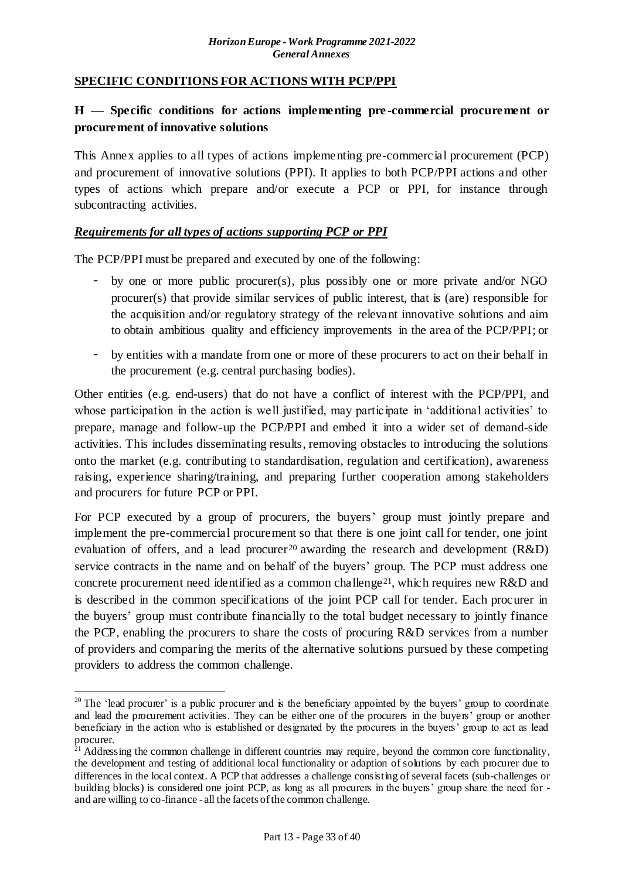**SPECIFIC CONDITIONS FOR ACTIONS WITH PCP/PPI**

## H — Specific conditions for actions implementing pre-commercial procurement or procurement of innovative solutions

This Annex applies to all types of actions implementing pre-commercial procurement (PCP) and procurement of innovative solutions (PPI). It applies to both PCP/PPI actions and other types of actions which prepare and/or execute a PCP or PPI, for instance through subcontracting activities.

***Requirements for all types of actions supporting PCP or PPI***

The PCP/PPI must be prepared and executed by one of the following:

- by one or more public procurer(s), plus possibly one or more private and/or NGO procurer(s) that provide similar services of public interest, that is (are) responsible for the acquisition and/or regulatory strategy of the relevant innovative solutions and aim to obtain ambitious quality and efficiency improvements in the area of the PCP/PPI; or
- by entities with a mandate from one or more of these procurers to act on their behalf in the procurement (e.g. central purchasing bodies).

Other entities (e.g. end-users) that do not have a conflict of interest with the PCP/PPI, and whose participation in the action is well justified, may participate in 'additional activities' to prepare, manage and follow-up the PCP/PPI and embed it into a wider set of demand-side activities. This includes disseminating results, removing obstacles to introducing the solutions onto the market (e.g. contributing to standardisation, regulation and certification), awareness raising, experience sharing/training, and preparing further cooperation among stakeholders and procurers for future PCP or PPI.

For PCP executed by a group of procurers, the buyers' group must jointly prepare and implement the pre-commercial procurement so that there is one joint call for tender, one joint evaluation of offers, and a lead procurer[20] awarding the research and development (R&D) service contracts in the name and on behalf of the buyers' group. The PCP must address one concrete procurement need identified as a common challenge[21], which requires new R&D and is described in the common specifications of the joint PCP call for tender. Each procurer in the buyers' group must contribute financially to the total budget necessary to jointly finance the PCP, enabling the procurers to share the costs of procuring R&D services from a number of providers and comparing the merits of the alternative solutions pursued by these competing providers to address the common challenge.

---

[20] The 'lead procurer' is a public procurer and is the beneficiary appointed by the buyers' group to coordinate and lead the procurement activities. They can be either one of the procurers in the buyers' group or another beneficiary in the action who is established or designated by the procurers in the buyers' group to act as lead procurer.

[21] Addressing the common challenge in different countries may require, beyond the common core functionality, the development and testing of additional local functionality or adaption of solutions by each procurer due to differences in the local context. A PCP that addresses a challenge consisting of several facets (sub-challenges or building blocks) is considered one joint PCP, as long as all procurers in the buyers' group share the need for - and are willing to co-finance - all the facets of the common challenge.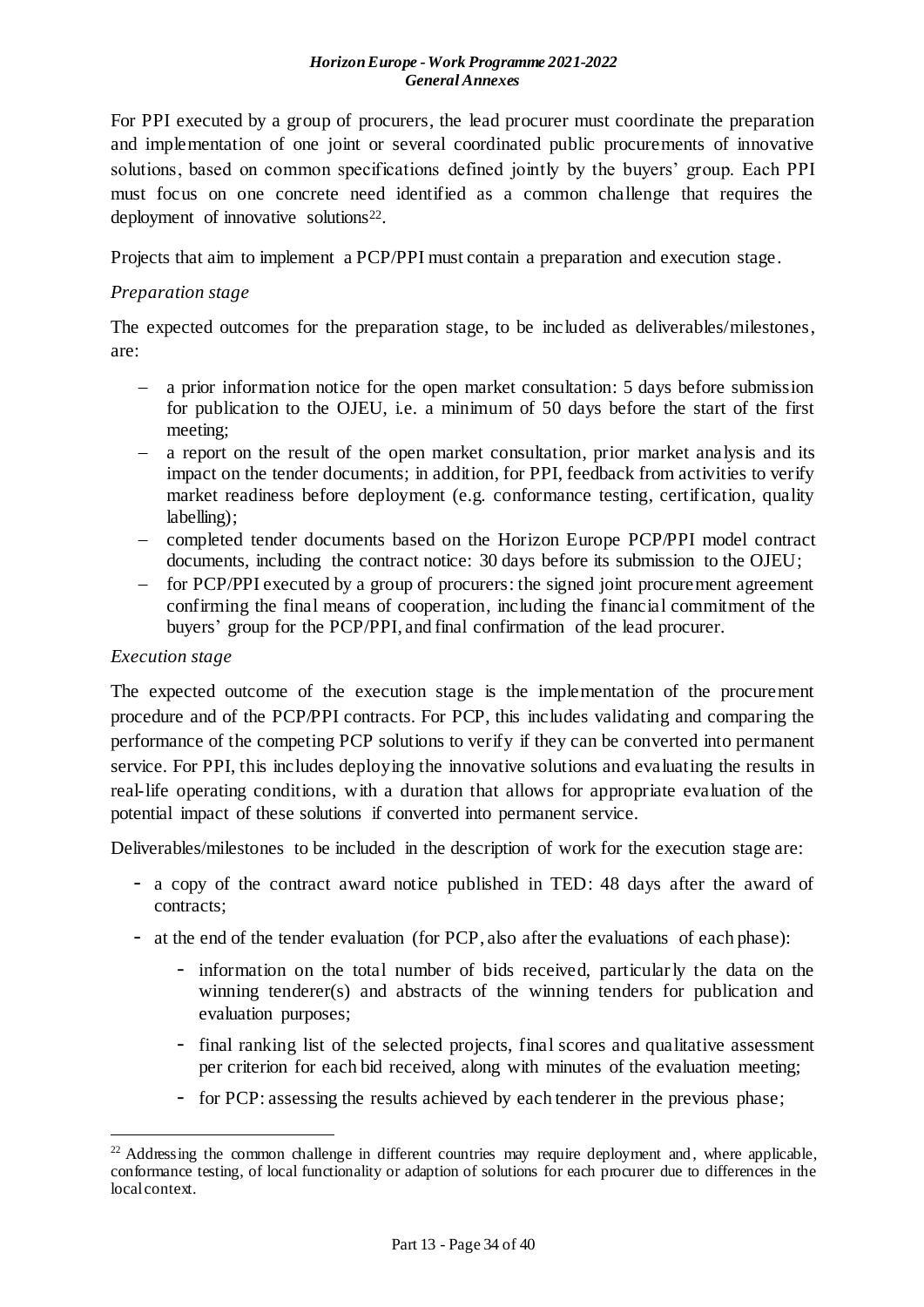For PPI executed by a group of procurers, the lead procurer must coordinate the preparation and implementation of one joint or several coordinated public procurements of innovative solutions, based on common specifications defined jointly by the buyers' group. Each PPI must focus on one concrete need identified as a common challenge that requires the deployment of innovative solutions[22].

Projects that aim to implement a PCP/PPI must contain a preparation and execution stage.

*Preparation stage*

The expected outcomes for the preparation stage, to be included as deliverables/milestones, are:

- a prior information notice for the open market consultation: 5 days before submission for publication to the OJEU, i.e. a minimum of 50 days before the start of the first meeting;
- a report on the result of the open market consultation, prior market analysis and its impact on the tender documents; in addition, for PPI, feedback from activities to verify market readiness before deployment (e.g. conformance testing, certification, quality labelling);
- completed tender documents based on the Horizon Europe PCP/PPI model contract documents, including the contract notice: 30 days before its submission to the OJEU;
- for PCP/PPI executed by a group of procurers: the signed joint procurement agreement confirming the final means of cooperation, including the financial commitment of the buyers' group for the PCP/PPI, and final confirmation of the lead procurer.

*Execution stage*

The expected outcome of the execution stage is the implementation of the procurement procedure and of the PCP/PPI contracts. For PCP, this includes validating and comparing the performance of the competing PCP solutions to verify if they can be converted into permanent service. For PPI, this includes deploying the innovative solutions and evaluating the results in real-life operating conditions, with a duration that allows for appropriate evaluation of the potential impact of these solutions if converted into permanent service.

Deliverables/milestones to be included in the description of work for the execution stage are:

- a copy of the contract award notice published in TED: 48 days after the award of contracts;
- at the end of the tender evaluation (for PCP, also after the evaluations of each phase):
  - information on the total number of bids received, particularly the data on the winning tenderer(s) and abstracts of the winning tenders for publication and evaluation purposes;
  - final ranking list of the selected projects, final scores and qualitative assessment per criterion for each bid received, along with minutes of the evaluation meeting;
  - for PCP: assessing the results achieved by each tenderer in the previous phase;

[22] Addressing the common challenge in different countries may require deployment and, where applicable, conformance testing, of local functionality or adaption of solutions for each procurer due to differences in the local context.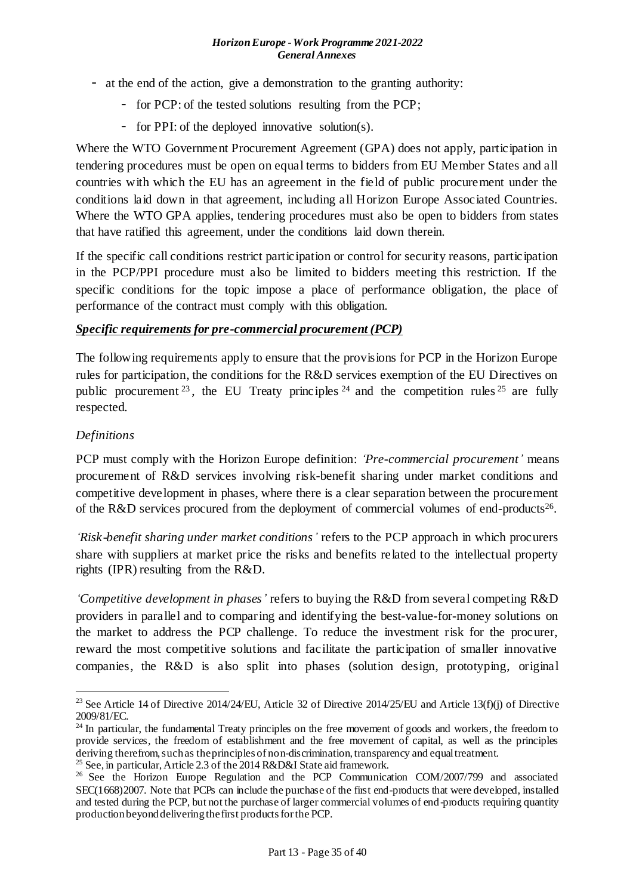- at the end of the action, give a demonstration to the granting authority:
    - for PCP: of the tested solutions resulting from the PCP;
    - for PPI: of the deployed innovative solution(s).

Where the WTO Government Procurement Agreement (GPA) does not apply, participation in tendering procedures must be open on equal terms to bidders from EU Member States and all countries with which the EU has an agreement in the field of public procurement under the conditions laid down in that agreement, including all Horizon Europe Associated Countries. Where the WTO GPA applies, tendering procedures must also be open to bidders from states that have ratified this agreement, under the conditions laid down therein.

If the specific call conditions restrict participation or control for security reasons, participation in the PCP/PPI procedure must also be limited to bidders meeting this restriction. If the specific conditions for the topic impose a place of performance obligation, the place of performance of the contract must comply with this obligation.

***Specific requirements for pre-commercial procurement (PCP)***

The following requirements apply to ensure that the provisions for PCP in the Horizon Europe rules for participation, the conditions for the R&D services exemption of the EU Directives on public procurement [23], the EU Treaty principles [24] and the competition rules [25] are fully respected.

*Definitions*

PCP must comply with the Horizon Europe definition: *'Pre-commercial procurement'* means procurement of R&D services involving risk-benefit sharing under market conditions and competitive development in phases, where there is a clear separation between the procurement of the R&D services procured from the deployment of commercial volumes of end-products[26].

*'Risk-benefit sharing under market conditions'* refers to the PCP approach in which procurers share with suppliers at market price the risks and benefits related to the intellectual property rights (IPR) resulting from the R&D.

*'Competitive development in phases'* refers to buying the R&D from several competing R&D providers in parallel and to comparing and identifying the best-value-for-money solutions on the market to address the PCP challenge. To reduce the investment risk for the procurer, reward the most competitive solutions and facilitate the participation of smaller innovative companies, the R&D is also split into phases (solution design, prototyping, original

---

[23] See Article 14 of Directive 2014/24/EU, Article 32 of Directive 2014/25/EU and Article 13(f)(j) of Directive 2009/81/EC.

[24] In particular, the fundamental Treaty principles on the free movement of goods and workers, the freedom to provide services, the freedom of establishment and the free movement of capital, as well as the principles deriving therefrom, such as the principles of non-discrimination, transparency and equal treatment.

[25] See, in particular, Article 2.3 of the 2014 R&D&I State aid framework.

[26] See the Horizon Europe Regulation and the PCP Communication COM/2007/799 and associated SEC(1668)2007. Note that PCPs can include the purchase of the first end-products that were developed, installed and tested during the PCP, but not the purchase of larger commercial volumes of end-products requiring quantity production beyond delivering the first products for the PCP.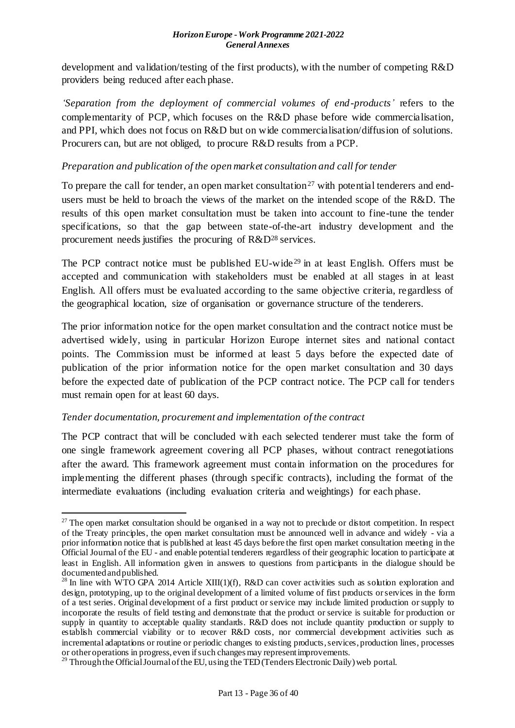development and validation/testing of the first products), with the number of competing R&D providers being reduced after each phase.

*'Separation from the deployment of commercial volumes of end-products'* refers to the complementarity of PCP, which focuses on the R&D phase before wide commercialisation, and PPI, which does not focus on R&D but on wide commercialisation/diffusion of solutions. Procurers can, but are not obliged, to procure R&D results from a PCP.

*Preparation and publication of the open market consultation and call for tender*

To prepare the call for tender, an open market consultation[27] with potential tenderers and end-users must be held to broach the views of the market on the intended scope of the R&D. The results of this open market consultation must be taken into account to fine-tune the tender specifications, so that the gap between state-of-the-art industry development and the procurement needs justifies the procuring of R&D[28] services.

The PCP contract notice must be published EU-wide[29] in at least English. Offers must be accepted and communication with stakeholders must be enabled at all stages in at least English. All offers must be evaluated according to the same objective criteria, regardless of the geographical location, size of organisation or governance structure of the tenderers.

The prior information notice for the open market consultation and the contract notice must be advertised widely, using in particular Horizon Europe internet sites and national contact points. The Commission must be informed at least 5 days before the expected date of publication of the prior information notice for the open market consultation and 30 days before the expected date of publication of the PCP contract notice. The PCP call for tenders must remain open for at least 60 days.

*Tender documentation, procurement and implementation of the contract*

The PCP contract that will be concluded with each selected tenderer must take the form of one single framework agreement covering all PCP phases, without contract renegotiations after the award. This framework agreement must contain information on the procedures for implementing the different phases (through specific contracts), including the format of the intermediate evaluations (including evaluation criteria and weightings) for each phase.

---

[27] The open market consultation should be organised in a way not to preclude or distort competition. In respect of the Treaty principles, the open market consultation must be announced well in advance and widely - via a prior information notice that is published at least 45 days before the first open market consultation meeting in the Official Journal of the EU - and enable potential tenderers regardless of their geographic location to participate at least in English. All information given in answers to questions from participants in the dialogue should be documented and published.

[28] In line with WTO GPA 2014 Article XIII(1)(f), R&D can cover activities such as solution exploration and design, prototyping, up to the original development of a limited volume of first products or services in the form of a test series. Original development of a first product or service may include limited production or supply to incorporate the results of field testing and demonstrate that the product or service is suitable for production or supply in quantity to acceptable quality standards. R&D does not include quantity production or supply to establish commercial viability or to recover R&D costs, nor commercial development activities such as incremental adaptations or routine or periodic changes to existing products, services, production lines, processes or other operations in progress, even if such changes may represent improvements.

[29] Through the Official Journal of the EU, using the TED (Tenders Electronic Daily) web portal.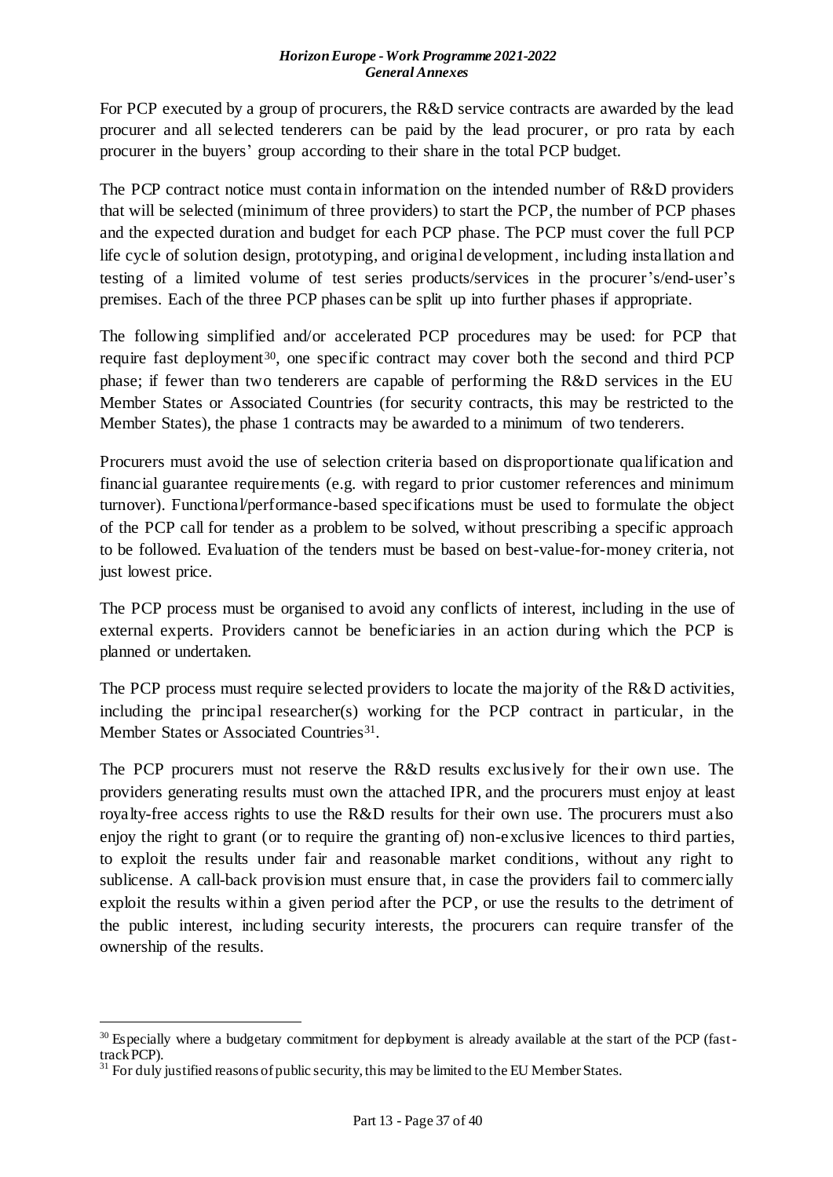For PCP executed by a group of procurers, the R&D service contracts are awarded by the lead procurer and all selected tenderers can be paid by the lead procurer, or pro rata by each procurer in the buyers' group according to their share in the total PCP budget.

The PCP contract notice must contain information on the intended number of R&D providers that will be selected (minimum of three providers) to start the PCP, the number of PCP phases and the expected duration and budget for each PCP phase. The PCP must cover the full PCP life cycle of solution design, prototyping, and original development, including installation and testing of a limited volume of test series products/services in the procurer's/end-user's premises. Each of the three PCP phases can be split up into further phases if appropriate.

The following simplified and/or accelerated PCP procedures may be used: for PCP that require fast deployment[30], one specific contract may cover both the second and third PCP phase; if fewer than two tenderers are capable of performing the R&D services in the EU Member States or Associated Countries (for security contracts, this may be restricted to the Member States), the phase 1 contracts may be awarded to a minimum of two tenderers.

Procurers must avoid the use of selection criteria based on disproportionate qualification and financial guarantee requirements (e.g. with regard to prior customer references and minimum turnover). Functional/performance-based specifications must be used to formulate the object of the PCP call for tender as a problem to be solved, without prescribing a specific approach to be followed. Evaluation of the tenders must be based on best-value-for-money criteria, not just lowest price.

The PCP process must be organised to avoid any conflicts of interest, including in the use of external experts. Providers cannot be beneficiaries in an action during which the PCP is planned or undertaken.

The PCP process must require selected providers to locate the majority of the R&D activities, including the principal researcher(s) working for the PCP contract in particular, in the Member States or Associated Countries[31].

The PCP procurers must not reserve the R&D results exclusively for their own use. The providers generating results must own the attached IPR, and the procurers must enjoy at least royalty-free access rights to use the R&D results for their own use. The procurers must also enjoy the right to grant (or to require the granting of) non-exclusive licences to third parties, to exploit the results under fair and reasonable market conditions, without any right to sublicense. A call-back provision must ensure that, in case the providers fail to commercially exploit the results within a given period after the PCP, or use the results to the detriment of the public interest, including security interests, the procurers can require transfer of the ownership of the results.

---

[30] Especially where a budgetary commitment for deployment is already available at the start of the PCP (fast-track PCP).

[31] For duly justified reasons of public security, this may be limited to the EU Member States.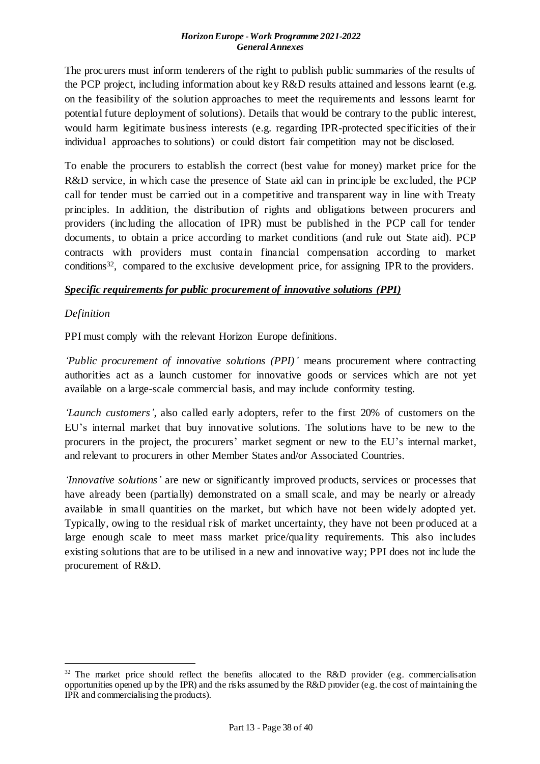The procurers must inform tenderers of the right to publish public summaries of the results of the PCP project, including information about key R&D results attained and lessons learnt (e.g. on the feasibility of the solution approaches to meet the requirements and lessons learnt for potential future deployment of solutions). Details that would be contrary to the public interest, would harm legitimate business interests (e.g. regarding IPR-protected specificities of their individual approaches to solutions) or could distort fair competition may not be disclosed.

To enable the procurers to establish the correct (best value for money) market price for the R&D service, in which case the presence of State aid can in principle be excluded, the PCP call for tender must be carried out in a competitive and transparent way in line with Treaty principles. In addition, the distribution of rights and obligations between procurers and providers (including the allocation of IPR) must be published in the PCP call for tender documents, to obtain a price according to market conditions (and rule out State aid). PCP contracts with providers must contain financial compensation according to market conditions[32], compared to the exclusive development price, for assigning IPR to the providers.

***Specific requirements for public procurement of innovative solutions (PPI)***

*Definition*

PPI must comply with the relevant Horizon Europe definitions.

*'Public procurement of innovative solutions (PPI)'* means procurement where contracting authorities act as a launch customer for innovative goods or services which are not yet available on a large-scale commercial basis, and may include conformity testing.

*'Launch customers'*, also called early adopters, refer to the first 20% of customers on the EU's internal market that buy innovative solutions. The solutions have to be new to the procurers in the project, the procurers' market segment or new to the EU's internal market, and relevant to procurers in other Member States and/or Associated Countries.

*'Innovative solutions'* are new or significantly improved products, services or processes that have already been (partially) demonstrated on a small scale, and may be nearly or already available in small quantities on the market, but which have not been widely adopted yet. Typically, owing to the residual risk of market uncertainty, they have not been produced at a large enough scale to meet mass market price/quality requirements. This also includes existing solutions that are to be utilised in a new and innovative way; PPI does not include the procurement of R&D.

[32] The market price should reflect the benefits allocated to the R&D provider (e.g. commercialisation opportunities opened up by the IPR) and the risks assumed by the R&D provider (e.g. the cost of maintaining the IPR and commercialising the products).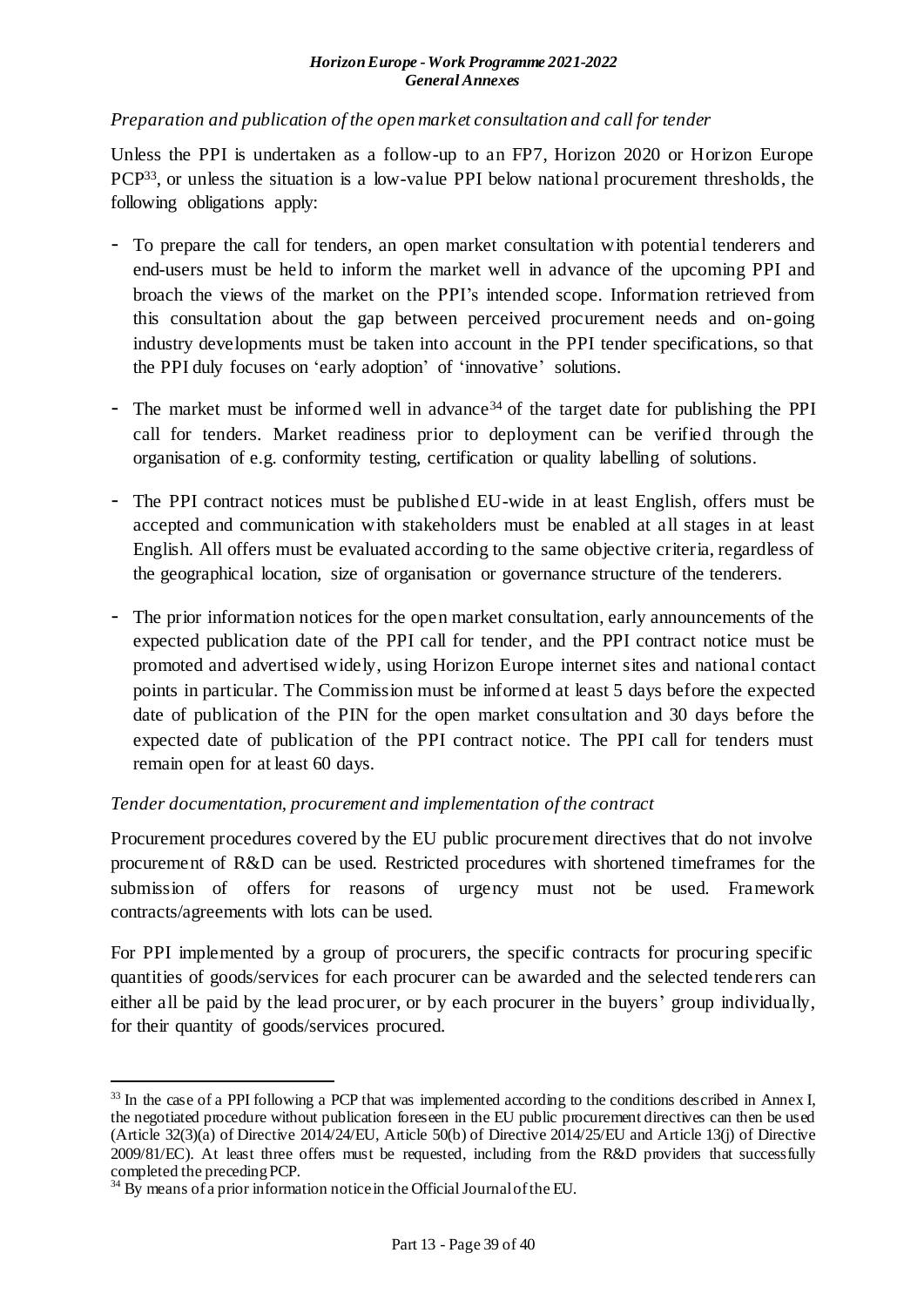*Preparation and publication of the open market consultation and call for tender*

Unless the PPI is undertaken as a follow-up to an FP7, Horizon 2020 or Horizon Europe PCP[33], or unless the situation is a low-value PPI below national procurement thresholds, the following obligations apply:

- To prepare the call for tenders, an open market consultation with potential tenderers and end-users must be held to inform the market well in advance of the upcoming PPI and broach the views of the market on the PPI's intended scope. Information retrieved from this consultation about the gap between perceived procurement needs and on-going industry developments must be taken into account in the PPI tender specifications, so that the PPI duly focuses on 'early adoption' of 'innovative' solutions.
- The market must be informed well in advance[34] of the target date for publishing the PPI call for tenders. Market readiness prior to deployment can be verified through the organisation of e.g. conformity testing, certification or quality labelling of solutions.
- The PPI contract notices must be published EU-wide in at least English, offers must be accepted and communication with stakeholders must be enabled at all stages in at least English. All offers must be evaluated according to the same objective criteria, regardless of the geographical location, size of organisation or governance structure of the tenderers.
- The prior information notices for the open market consultation, early announcements of the expected publication date of the PPI call for tender, and the PPI contract notice must be promoted and advertised widely, using Horizon Europe internet sites and national contact points in particular. The Commission must be informed at least 5 days before the expected date of publication of the PIN for the open market consultation and 30 days before the expected date of publication of the PPI contract notice. The PPI call for tenders must remain open for at least 60 days.

*Tender documentation, procurement and implementation of the contract*

Procurement procedures covered by the EU public procurement directives that do not involve procurement of R&D can be used. Restricted procedures with shortened timeframes for the submission of offers for reasons of urgency must not be used. Framework contracts/agreements with lots can be used.

For PPI implemented by a group of procurers, the specific contracts for procuring specific quantities of goods/services for each procurer can be awarded and the selected tenderers can either all be paid by the lead procurer, or by each procurer in the buyers' group individually, for their quantity of goods/services procured.

---

[33] In the case of a PPI following a PCP that was implemented according to the conditions described in Annex I, the negotiated procedure without publication foreseen in the EU public procurement directives can then be used (Article 32(3)(a) of Directive 2014/24/EU, Article 50(b) of Directive 2014/25/EU and Article 13(j) of Directive 2009/81/EC). At least three offers must be requested, including from the R&D providers that successfully completed the preceding PCP.

[34] By means of a prior information notice in the Official Journal of the EU.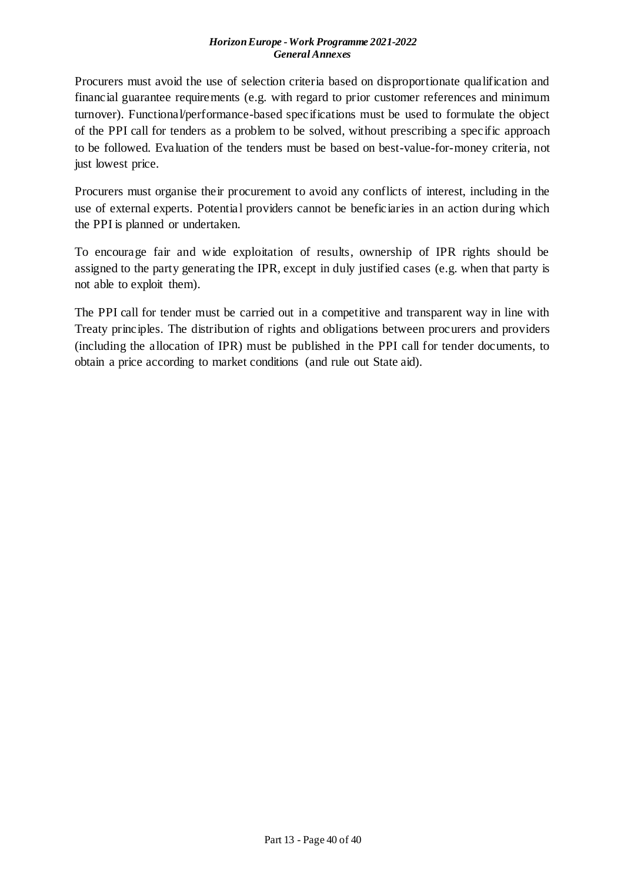Procurers must avoid the use of selection criteria based on disproportionate qualification and financial guarantee requirements (e.g. with regard to prior customer references and minimum turnover). Functional/performance-based specifications must be used to formulate the object of the PPI call for tenders as a problem to be solved, without prescribing a specific approach to be followed. Evaluation of the tenders must be based on best-value-for-money criteria, not just lowest price.

Procurers must organise their procurement to avoid any conflicts of interest, including in the use of external experts. Potential providers cannot be beneficiaries in an action during which the PPI is planned or undertaken.

To encourage fair and wide exploitation of results, ownership of IPR rights should be assigned to the party generating the IPR, except in duly justified cases (e.g. when that party is not able to exploit them).

The PPI call for tender must be carried out in a competitive and transparent way in line with Treaty principles. The distribution of rights and obligations between procurers and providers (including the allocation of IPR) must be published in the PPI call for tender documents, to obtain a price according to market conditions (and rule out State aid).